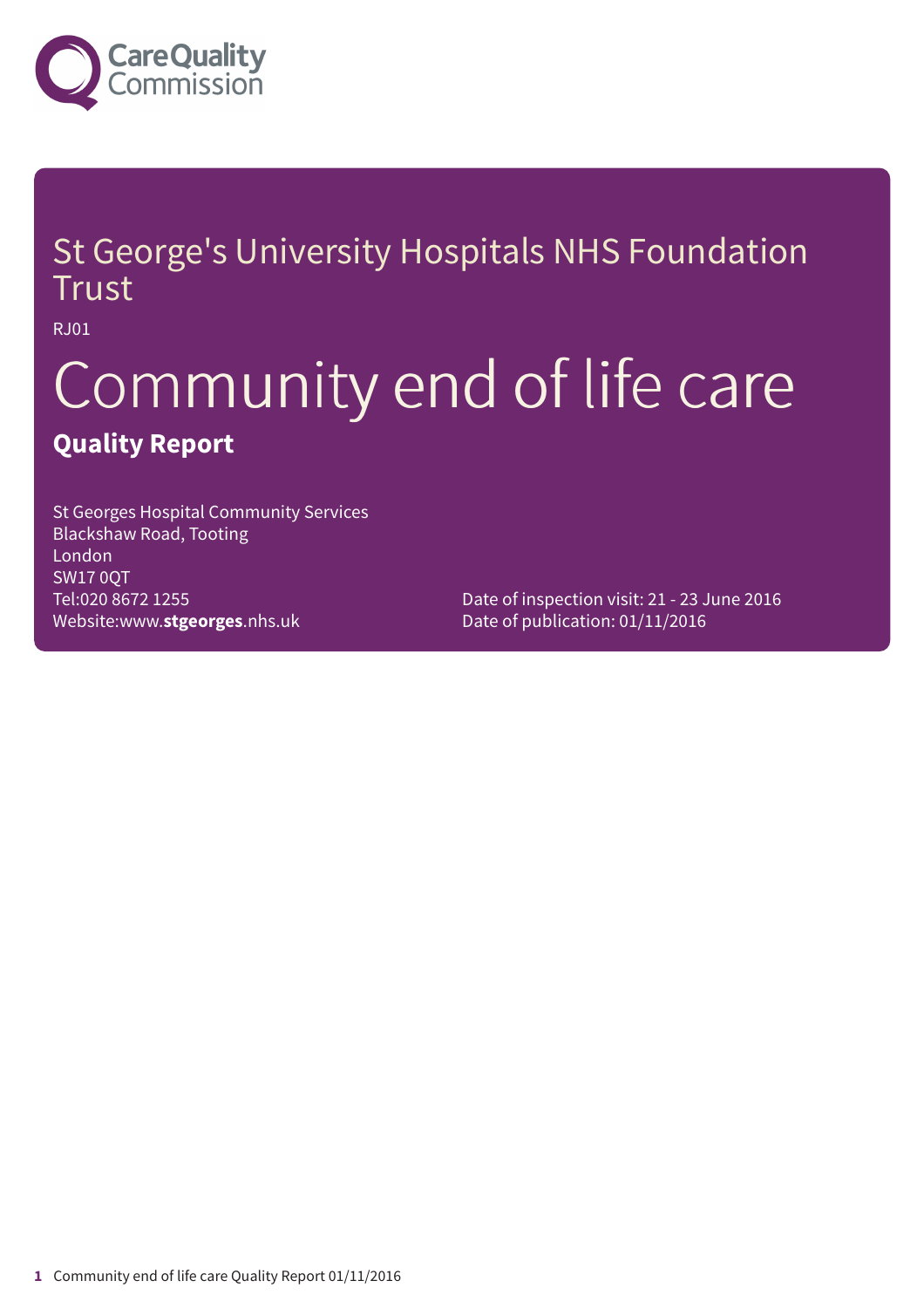Care Quality Commission

# St George's University Hospitals NHS Foundation Trust

RJ01

# Community end of life care

## Quality Report

St Georges Hospital Community Services
Blackshaw Road, Tooting
London
SW17 0QT
Tel:020 8672 1255
Website:www.**stgeorges**.nhs.uk

Date of inspection visit: 21 - 23 June 2016
Date of publication: 01/11/2016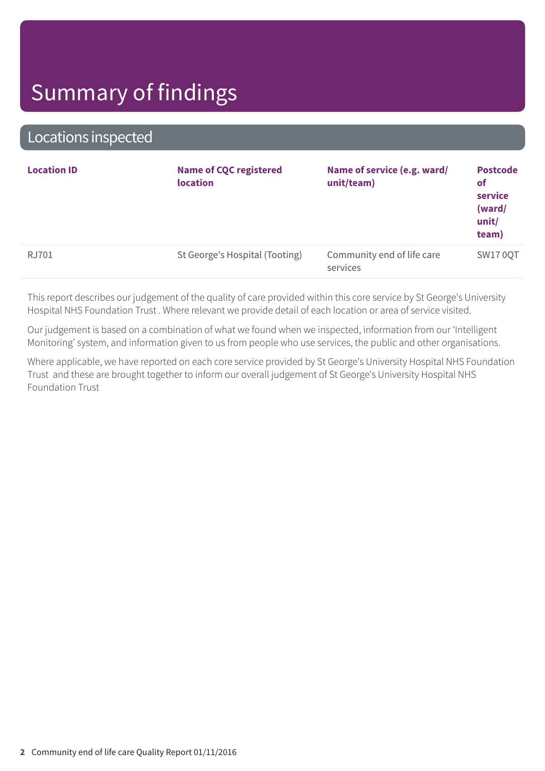# Summary of findings

## Locations inspected

| Location ID | Name of CQC registered location | Name of service (e.g. ward/ unit/team) | Postcode of service (ward/ unit/ team) |
| --- | --- | --- | --- |
| RJ701 | St George's Hospital (Tooting) | Community end of life care services | SW17 0QT |

This report describes our judgement of the quality of care provided within this core service by St George's University Hospital NHS Foundation Trust . Where relevant we provide detail of each location or area of service visited.

Our judgement is based on a combination of what we found when we inspected, information from our 'Intelligent Monitoring' system, and information given to us from people who use services, the public and other organisations.

Where applicable, we have reported on each core service provided by St George's University Hospital NHS Foundation Trust and these are brought together to inform our overall judgement of St George's University Hospital NHS Foundation Trust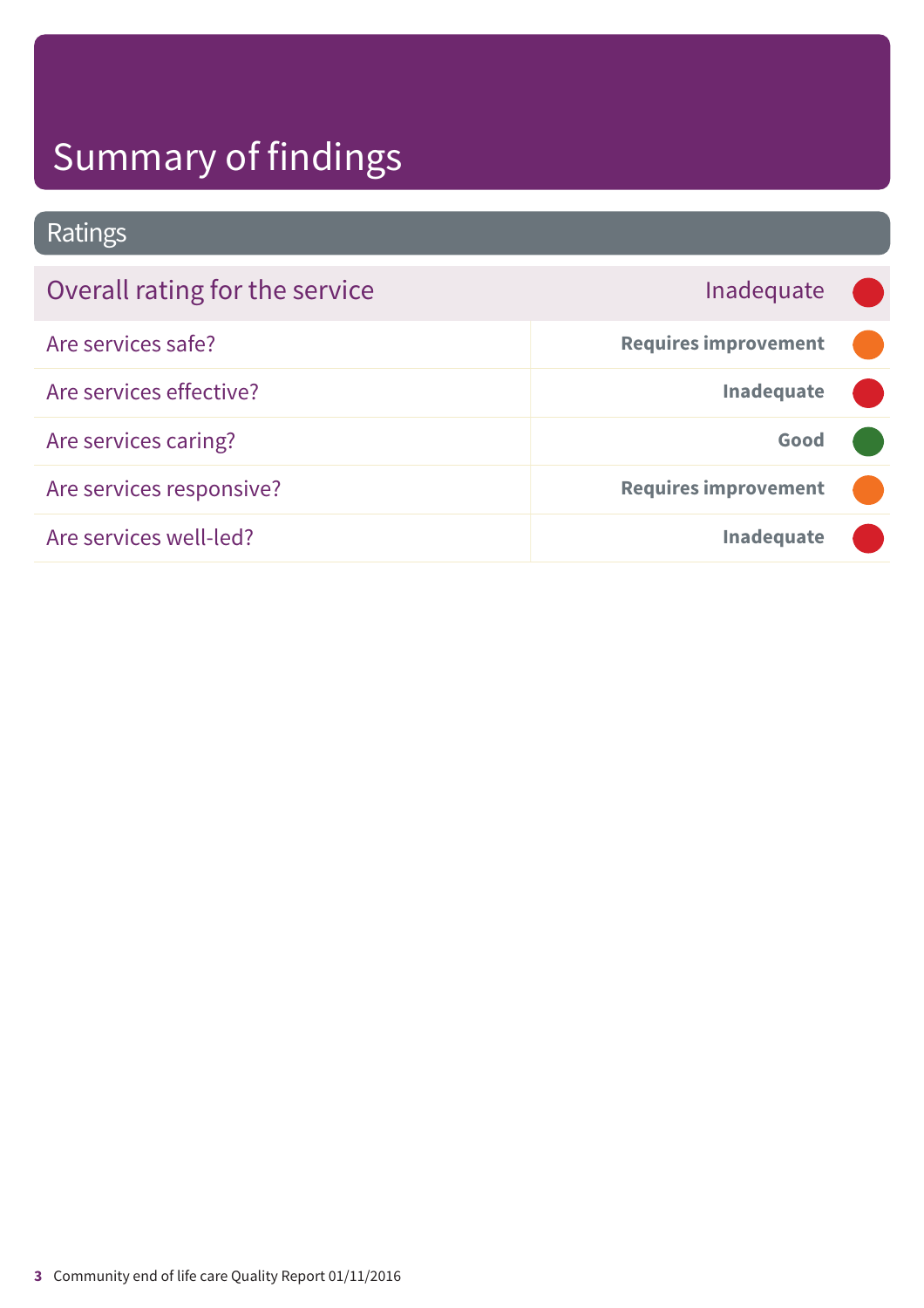# Summary of findings

## Ratings

| Overall rating for the service | Inadequate |
|---|---|
| Are services safe? | **Requires improvement** |
| Are services effective? | **Inadequate** |
| Are services caring? | **Good** |
| Are services responsive? | **Requires improvement** |
| Are services well-led? | **Inadequate** |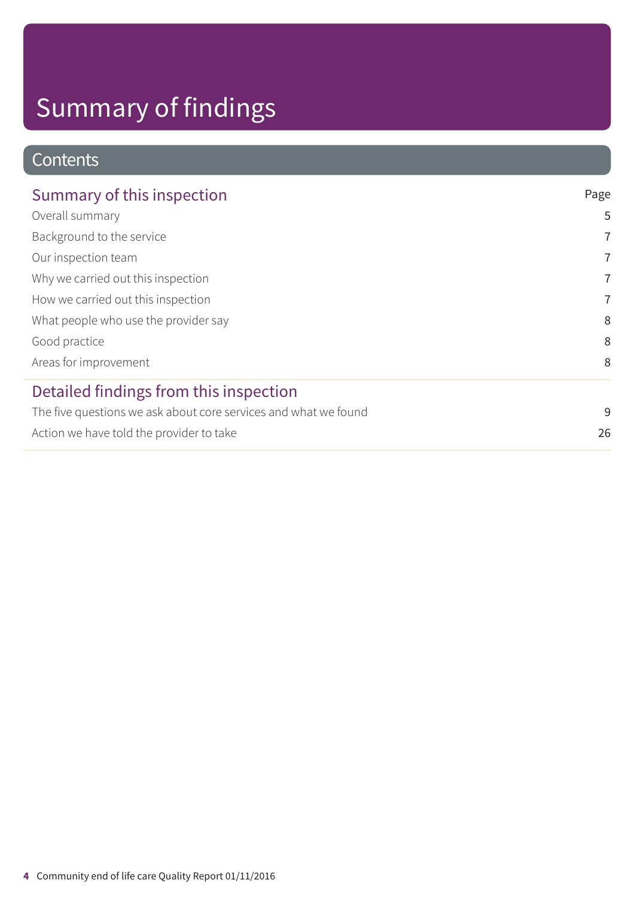# Summary of findings

## Contents

| Summary of this inspection | Page |
|---|---|
| Overall summary | 5 |
| Background to the service | 7 |
| Our inspection team | 7 |
| Why we carried out this inspection | 7 |
| How we carried out this inspection | 7 |
| What people who use the provider say | 8 |
| Good practice | 8 |
| Areas for improvement | 8 |
| **Detailed findings from this inspection** | |
| The five questions we ask about core services and what we found | 9 |
| Action we have told the provider to take | 26 |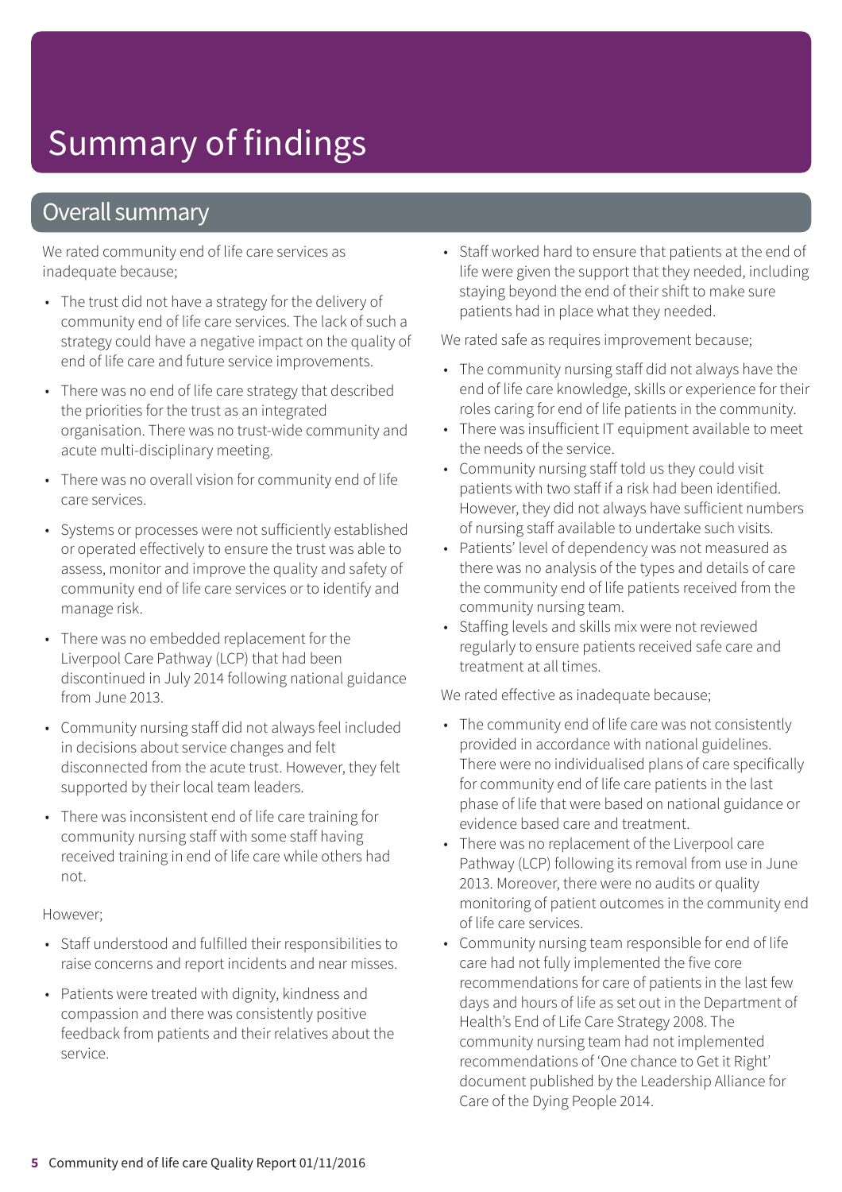# Summary of findings

## Overall summary

We rated community end of life care services as inadequate because;

- The trust did not have a strategy for the delivery of community end of life care services. The lack of such a strategy could have a negative impact on the quality of end of life care and future service improvements.
- There was no end of life care strategy that described the priorities for the trust as an integrated organisation. There was no trust-wide community and acute multi-disciplinary meeting.
- There was no overall vision for community end of life care services.
- Systems or processes were not sufficiently established or operated effectively to ensure the trust was able to assess, monitor and improve the quality and safety of community end of life care services or to identify and manage risk.
- There was no embedded replacement for the Liverpool Care Pathway (LCP) that had been discontinued in July 2014 following national guidance from June 2013.
- Community nursing staff did not always feel included in decisions about service changes and felt disconnected from the acute trust. However, they felt supported by their local team leaders.
- There was inconsistent end of life care training for community nursing staff with some staff having received training in end of life care while others had not.

However;

- Staff understood and fulfilled their responsibilities to raise concerns and report incidents and near misses.
- Patients were treated with dignity, kindness and compassion and there was consistently positive feedback from patients and their relatives about the service.
- Staff worked hard to ensure that patients at the end of life were given the support that they needed, including staying beyond the end of their shift to make sure patients had in place what they needed.

We rated safe as requires improvement because;

- The community nursing staff did not always have the end of life care knowledge, skills or experience for their roles caring for end of life patients in the community.
- There was insufficient IT equipment available to meet the needs of the service.
- Community nursing staff told us they could visit patients with two staff if a risk had been identified. However, they did not always have sufficient numbers of nursing staff available to undertake such visits.
- Patients' level of dependency was not measured as there was no analysis of the types and details of care the community end of life patients received from the community nursing team.
- Staffing levels and skills mix were not reviewed regularly to ensure patients received safe care and treatment at all times.

We rated effective as inadequate because;

- The community end of life care was not consistently provided in accordance with national guidelines. There were no individualised plans of care specifically for community end of life care patients in the last phase of life that were based on national guidance or evidence based care and treatment.
- There was no replacement of the Liverpool care Pathway (LCP) following its removal from use in June 2013. Moreover, there were no audits or quality monitoring of patient outcomes in the community end of life care services.
- Community nursing team responsible for end of life care had not fully implemented the five core recommendations for care of patients in the last few days and hours of life as set out in the Department of Health's End of Life Care Strategy 2008. The community nursing team had not implemented recommendations of 'One chance to Get it Right' document published by the Leadership Alliance for Care of the Dying People 2014.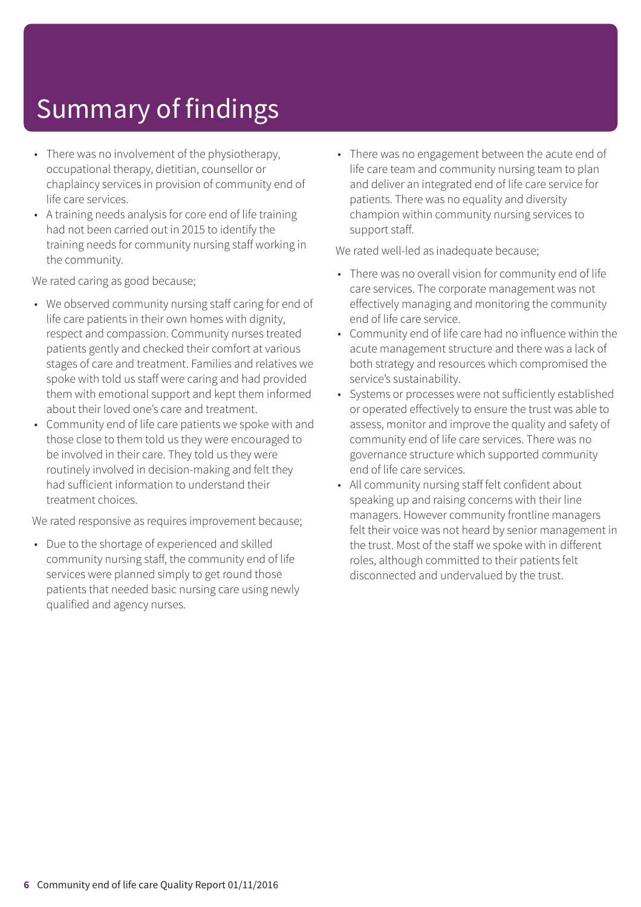# Summary of findings

- There was no involvement of the physiotherapy, occupational therapy, dietitian, counsellor or chaplaincy services in provision of community end of life care services.
- A training needs analysis for core end of life training had not been carried out in 2015 to identify the training needs for community nursing staff working in the community.

We rated caring as good because;

- We observed community nursing staff caring for end of life care patients in their own homes with dignity, respect and compassion. Community nurses treated patients gently and checked their comfort at various stages of care and treatment. Families and relatives we spoke with told us staff were caring and had provided them with emotional support and kept them informed about their loved one's care and treatment.
- Community end of life care patients we spoke with and those close to them told us they were encouraged to be involved in their care. They told us they were routinely involved in decision-making and felt they had sufficient information to understand their treatment choices.

We rated responsive as requires improvement because;

- Due to the shortage of experienced and skilled community nursing staff, the community end of life services were planned simply to get round those patients that needed basic nursing care using newly qualified and agency nurses.
- There was no engagement between the acute end of life care team and community nursing team to plan and deliver an integrated end of life care service for patients. There was no equality and diversity champion within community nursing services to support staff.

We rated well-led as inadequate because;

- There was no overall vision for community end of life care services. The corporate management was not effectively managing and monitoring the community end of life care service.
- Community end of life care had no influence within the acute management structure and there was a lack of both strategy and resources which compromised the service's sustainability.
- Systems or processes were not sufficiently established or operated effectively to ensure the trust was able to assess, monitor and improve the quality and safety of community end of life care services. There was no governance structure which supported community end of life care services.
- All community nursing staff felt confident about speaking up and raising concerns with their line managers. However community frontline managers felt their voice was not heard by senior management in the trust. Most of the staff we spoke with in different roles, although committed to their patients felt disconnected and undervalued by the trust.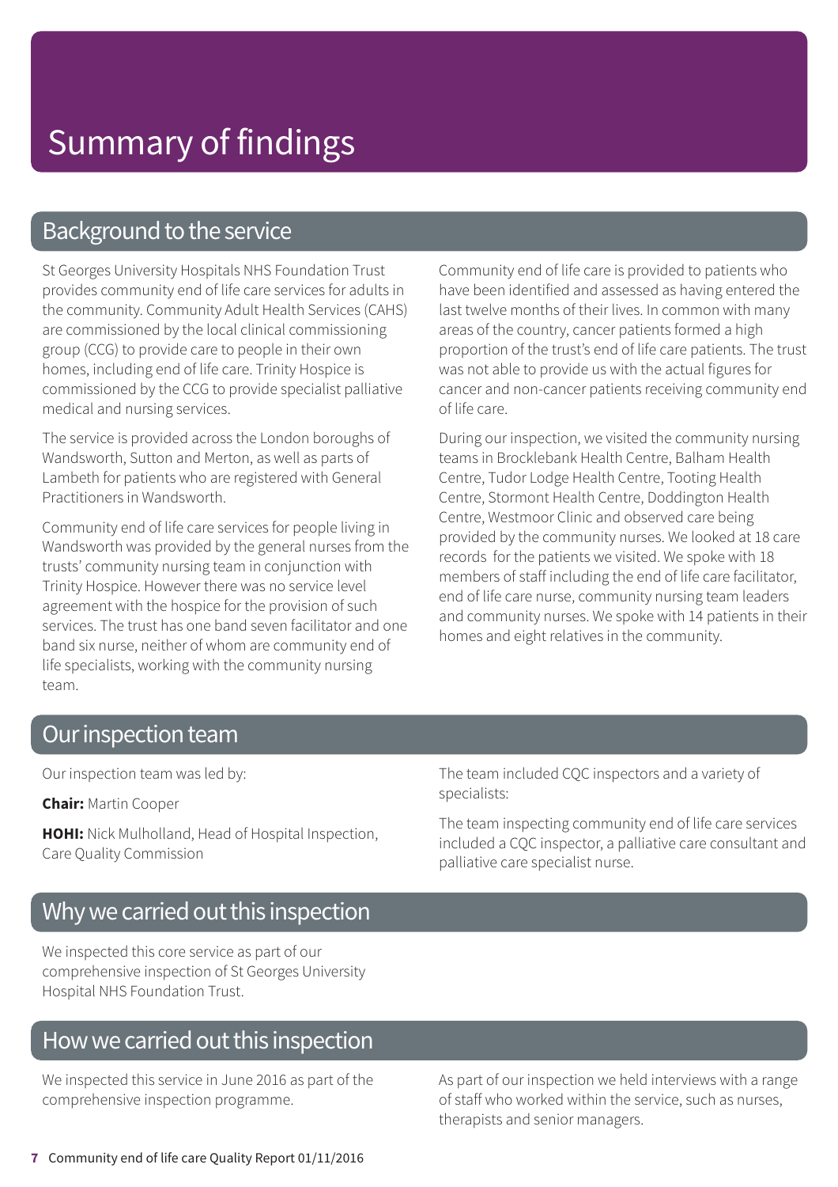# Summary of findings

## Background to the service

St Georges University Hospitals NHS Foundation Trust provides community end of life care services for adults in the community. Community Adult Health Services (CAHS) are commissioned by the local clinical commissioning group (CCG) to provide care to people in their own homes, including end of life care. Trinity Hospice is commissioned by the CCG to provide specialist palliative medical and nursing services.

The service is provided across the London boroughs of Wandsworth, Sutton and Merton, as well as parts of Lambeth for patients who are registered with General Practitioners in Wandsworth.

Community end of life care services for people living in Wandsworth was provided by the general nurses from the trusts' community nursing team in conjunction with Trinity Hospice. However there was no service level agreement with the hospice for the provision of such services. The trust has one band seven facilitator and one band six nurse, neither of whom are community end of life specialists, working with the community nursing team.

Community end of life care is provided to patients who have been identified and assessed as having entered the last twelve months of their lives. In common with many areas of the country, cancer patients formed a high proportion of the trust's end of life care patients. The trust was not able to provide us with the actual figures for cancer and non-cancer patients receiving community end of life care.

During our inspection, we visited the community nursing teams in Brocklebank Health Centre, Balham Health Centre, Tudor Lodge Health Centre, Tooting Health Centre, Stormont Health Centre, Doddington Health Centre, Westmoor Clinic and observed care being provided by the community nurses. We looked at 18 care records for the patients we visited. We spoke with 18 members of staff including the end of life care facilitator, end of life care nurse, community nursing team leaders and community nurses. We spoke with 14 patients in their homes and eight relatives in the community.

## Our inspection team

Our inspection team was led by:

**Chair:** Martin Cooper

**HOHI:** Nick Mulholland, Head of Hospital Inspection, Care Quality Commission

The team included CQC inspectors and a variety of specialists:

The team inspecting community end of life care services included a CQC inspector, a palliative care consultant and palliative care specialist nurse.

## Why we carried out this inspection

We inspected this core service as part of our comprehensive inspection of St Georges University Hospital NHS Foundation Trust.

## How we carried out this inspection

We inspected this service in June 2016 as part of the comprehensive inspection programme.

As part of our inspection we held interviews with a range of staff who worked within the service, such as nurses, therapists and senior managers.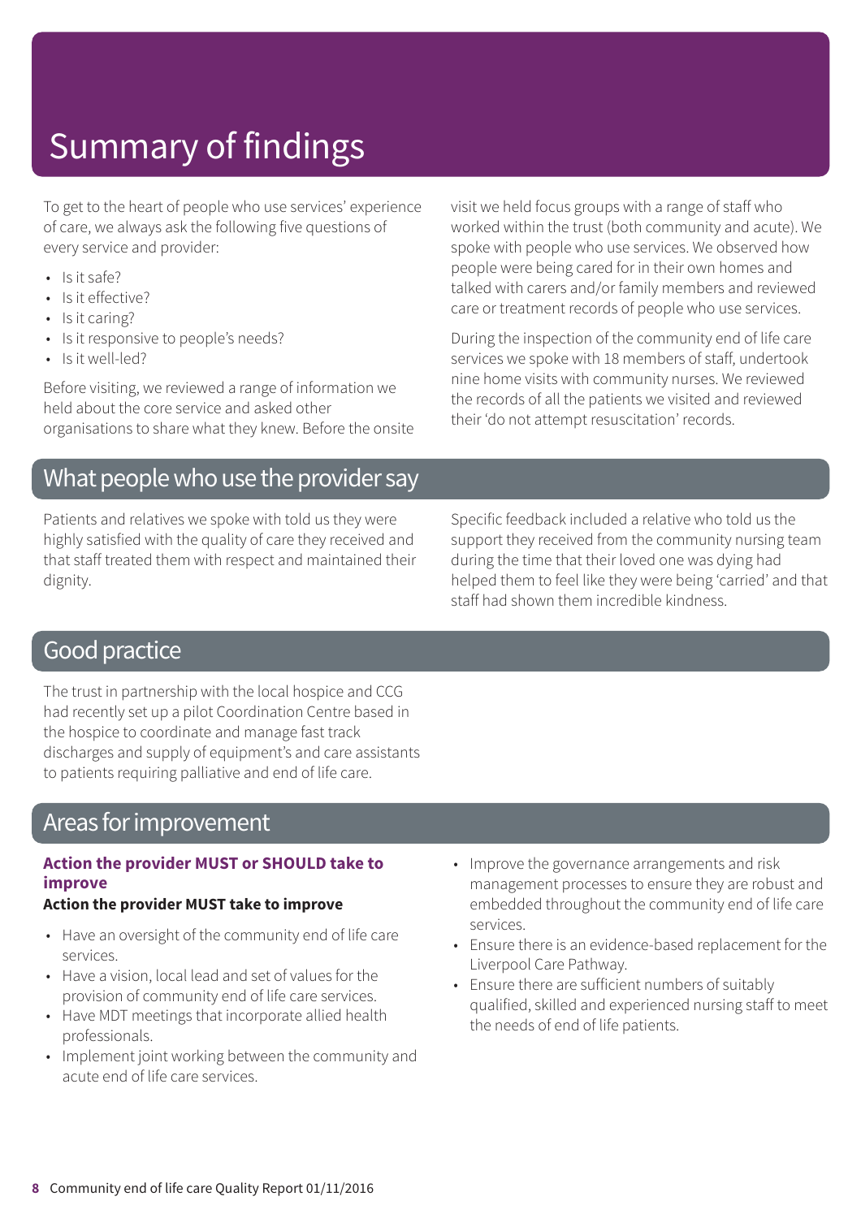# Summary of findings

To get to the heart of people who use services' experience of care, we always ask the following five questions of every service and provider:

- Is it safe?
- Is it effective?
- Is it caring?
- Is it responsive to people's needs?
- Is it well-led?

Before visiting, we reviewed a range of information we held about the core service and asked other organisations to share what they knew. Before the onsite visit we held focus groups with a range of staff who worked within the trust (both community and acute). We spoke with people who use services. We observed how people were being cared for in their own homes and talked with carers and/or family members and reviewed care or treatment records of people who use services.

During the inspection of the community end of life care services we spoke with 18 members of staff, undertook nine home visits with community nurses. We reviewed the records of all the patients we visited and reviewed their 'do not attempt resuscitation' records.

## What people who use the provider say

Patients and relatives we spoke with told us they were highly satisfied with the quality of care they received and that staff treated them with respect and maintained their dignity.

Specific feedback included a relative who told us the support they received from the community nursing team during the time that their loved one was dying had helped them to feel like they were being 'carried' and that staff had shown them incredible kindness.

## Good practice

The trust in partnership with the local hospice and CCG had recently set up a pilot Coordination Centre based in the hospice to coordinate and manage fast track discharges and supply of equipment's and care assistants to patients requiring palliative and end of life care.

## Areas for improvement

### Action the provider MUST or SHOULD take to improve

**Action the provider MUST take to improve**

- Have an oversight of the community end of life care services.
- Have a vision, local lead and set of values for the provision of community end of life care services.
- Have MDT meetings that incorporate allied health professionals.
- Implement joint working between the community and acute end of life care services.
- Improve the governance arrangements and risk management processes to ensure they are robust and embedded throughout the community end of life care services.
- Ensure there is an evidence-based replacement for the Liverpool Care Pathway.
- Ensure there are sufficient numbers of suitably qualified, skilled and experienced nursing staff to meet the needs of end of life patients.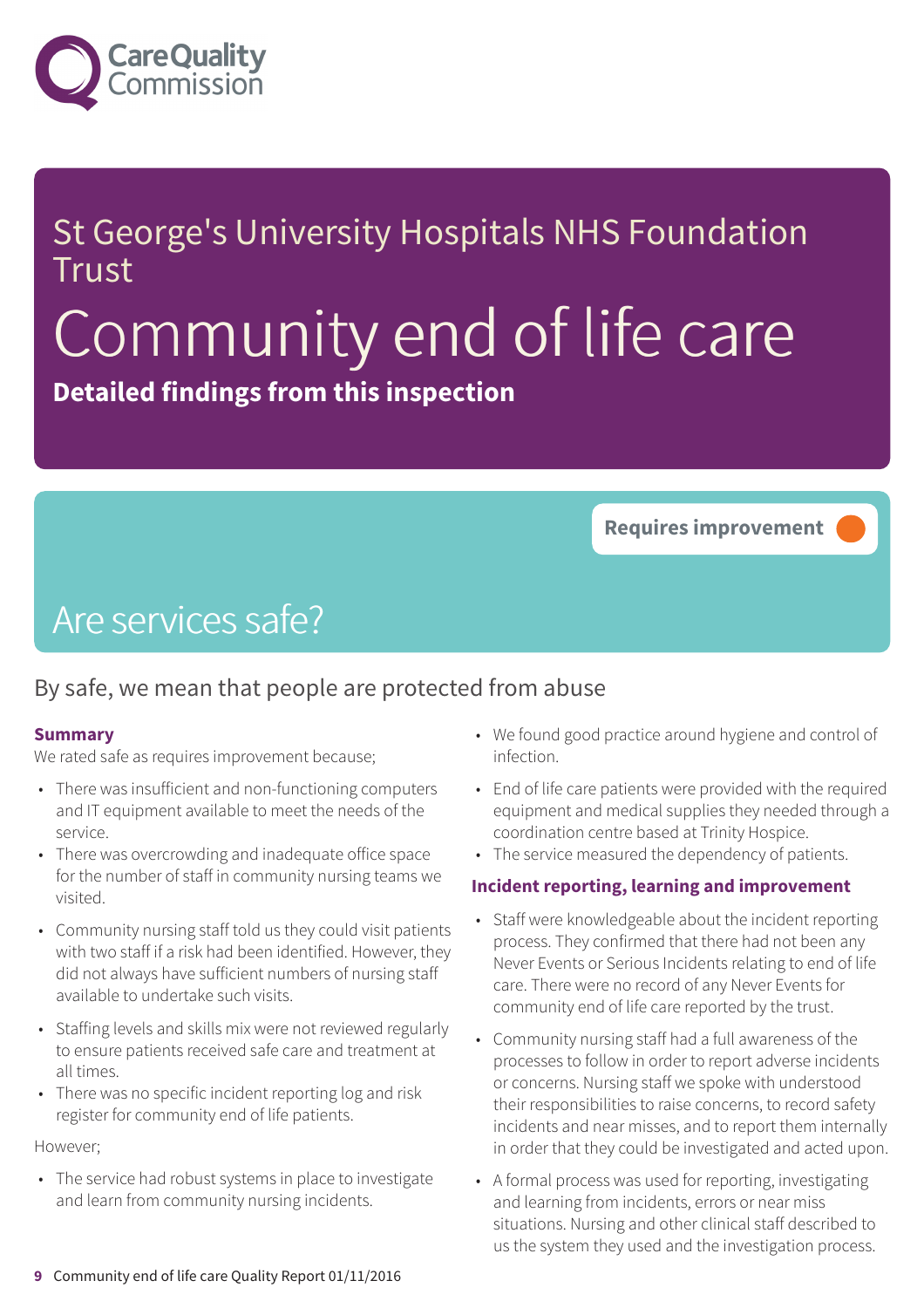St George's University Hospitals NHS Foundation Trust

# Community end of life care

**Detailed findings from this inspection**

**Requires improvement**

## Are services safe?

### By safe, we mean that people are protected from abuse

**Summary**

We rated safe as requires improvement because;

- There was insufficient and non-functioning computers and IT equipment available to meet the needs of the service.
- There was overcrowding and inadequate office space for the number of staff in community nursing teams we visited.
- Community nursing staff told us they could visit patients with two staff if a risk had been identified. However, they did not always have sufficient numbers of nursing staff available to undertake such visits.
- Staffing levels and skills mix were not reviewed regularly to ensure patients received safe care and treatment at all times.
- There was no specific incident reporting log and risk register for community end of life patients.

However;

- The service had robust systems in place to investigate and learn from community nursing incidents.
- We found good practice around hygiene and control of infection.
- End of life care patients were provided with the required equipment and medical supplies they needed through a coordination centre based at Trinity Hospice.
- The service measured the dependency of patients.

**Incident reporting, learning and improvement**

- Staff were knowledgeable about the incident reporting process. They confirmed that there had not been any Never Events or Serious Incidents relating to end of life care. There were no record of any Never Events for community end of life care reported by the trust.
- Community nursing staff had a full awareness of the processes to follow in order to report adverse incidents or concerns. Nursing staff we spoke with understood their responsibilities to raise concerns, to record safety incidents and near misses, and to report them internally in order that they could be investigated and acted upon.
- A formal process was used for reporting, investigating and learning from incidents, errors or near miss situations. Nursing and other clinical staff described to us the system they used and the investigation process.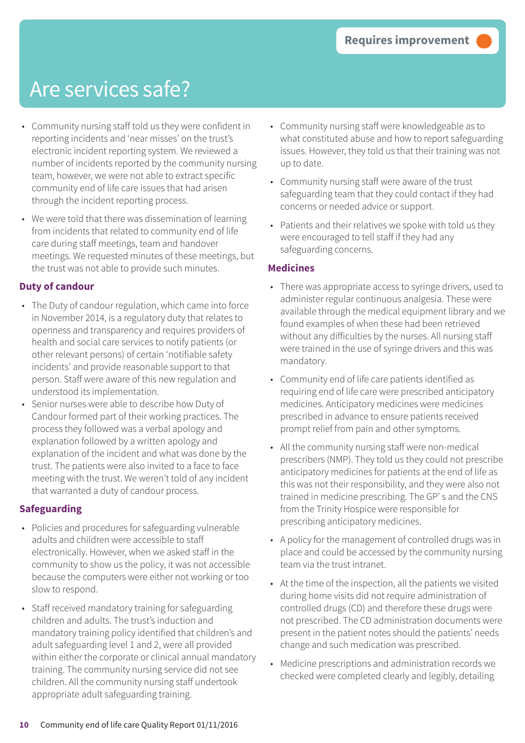Requires improvement

# Are services safe?

- Community nursing staff told us they were confident in reporting incidents and 'near misses' on the trust's electronic incident reporting system. We reviewed a number of incidents reported by the community nursing team, however, we were not able to extract specific community end of life care issues that had arisen through the incident reporting process.
- We were told that there was dissemination of learning from incidents that related to community end of life care during staff meetings, team and handover meetings. We requested minutes of these meetings, but the trust was not able to provide such minutes.

### Duty of candour

- The Duty of candour regulation, which came into force in November 2014, is a regulatory duty that relates to openness and transparency and requires providers of health and social care services to notify patients (or other relevant persons) of certain 'notifiable safety incidents' and provide reasonable support to that person. Staff were aware of this new regulation and understood its implementation.
- Senior nurses were able to describe how Duty of Candour formed part of their working practices. The process they followed was a verbal apology and explanation followed by a written apology and explanation of the incident and what was done by the trust. The patients were also invited to a face to face meeting with the trust. We weren't told of any incident that warranted a duty of candour process.

### Safeguarding

- Policies and procedures for safeguarding vulnerable adults and children were accessible to staff electronically. However, when we asked staff in the community to show us the policy, it was not accessible because the computers were either not working or too slow to respond.
- Staff received mandatory training for safeguarding children and adults. The trust's induction and mandatory training policy identified that children's and adult safeguarding level 1 and 2, were all provided within either the corporate or clinical annual mandatory training. The community nursing service did not see children. All the community nursing staff undertook appropriate adult safeguarding training.
- Community nursing staff were knowledgeable as to what constituted abuse and how to report safeguarding issues. However, they told us that their training was not up to date.
- Community nursing staff were aware of the trust safeguarding team that they could contact if they had concerns or needed advice or support.
- Patients and their relatives we spoke with told us they were encouraged to tell staff if they had any safeguarding concerns.

### Medicines

- There was appropriate access to syringe drivers, used to administer regular continuous analgesia. These were available through the medical equipment library and we found examples of when these had been retrieved without any difficulties by the nurses. All nursing staff were trained in the use of syringe drivers and this was mandatory.
- Community end of life care patients identified as requiring end of life care were prescribed anticipatory medicines. Anticipatory medicines were medicines prescribed in advance to ensure patients received prompt relief from pain and other symptoms.
- All the community nursing staff were non-medical prescribers (NMP). They told us they could not prescribe anticipatory medicines for patients at the end of life as this was not their responsibility, and they were also not trained in medicine prescribing. The GP' s and the CNS from the Trinity Hospice were responsible for prescribing anticipatory medicines.
- A policy for the management of controlled drugs was in place and could be accessed by the community nursing team via the trust intranet.
- At the time of the inspection, all the patients we visited during home visits did not require administration of controlled drugs (CD) and therefore these drugs were not prescribed. The CD administration documents were present in the patient notes should the patients' needs change and such medication was prescribed.
- Medicine prescriptions and administration records we checked were completed clearly and legibly, detailing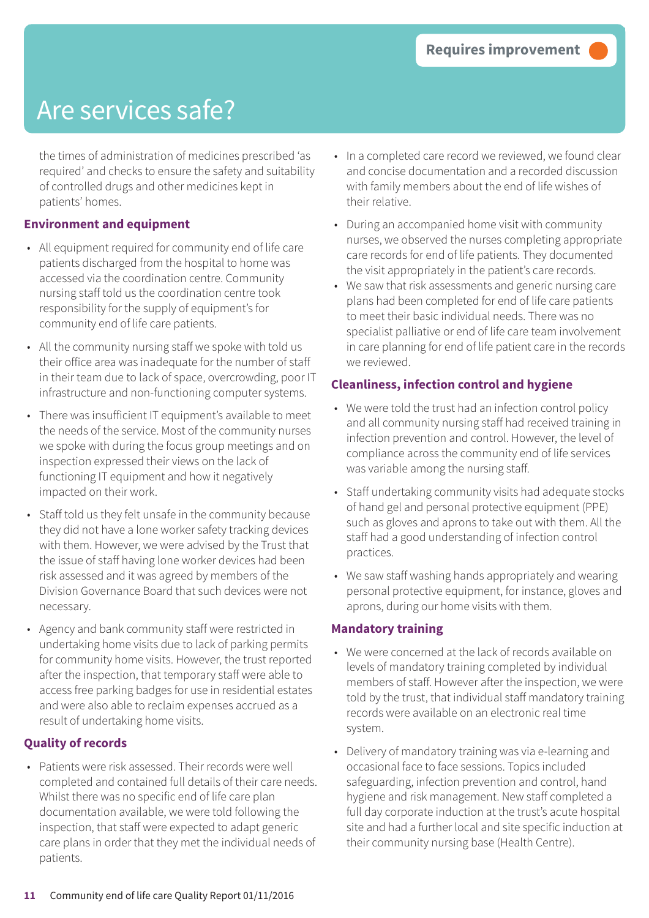# Are services safe?

Requires improvement

the times of administration of medicines prescribed 'as required' and checks to ensure the safety and suitability of controlled drugs and other medicines kept in patients' homes.

### Environment and equipment

- All equipment required for community end of life care patients discharged from the hospital to home was accessed via the coordination centre. Community nursing staff told us the coordination centre took responsibility for the supply of equipment's for community end of life care patients.
- All the community nursing staff we spoke with told us their office area was inadequate for the number of staff in their team due to lack of space, overcrowding, poor IT infrastructure and non-functioning computer systems.
- There was insufficient IT equipment's available to meet the needs of the service. Most of the community nurses we spoke with during the focus group meetings and on inspection expressed their views on the lack of functioning IT equipment and how it negatively impacted on their work.
- Staff told us they felt unsafe in the community because they did not have a lone worker safety tracking devices with them. However, we were advised by the Trust that the issue of staff having lone worker devices had been risk assessed and it was agreed by members of the Division Governance Board that such devices were not necessary.
- Agency and bank community staff were restricted in undertaking home visits due to lack of parking permits for community home visits. However, the trust reported after the inspection, that temporary staff were able to access free parking badges for use in residential estates and were also able to reclaim expenses accrued as a result of undertaking home visits.

### Quality of records

- Patients were risk assessed. Their records were well completed and contained full details of their care needs. Whilst there was no specific end of life care plan documentation available, we were told following the inspection, that staff were expected to adapt generic care plans in order that they met the individual needs of patients.
- In a completed care record we reviewed, we found clear and concise documentation and a recorded discussion with family members about the end of life wishes of their relative.
- During an accompanied home visit with community nurses, we observed the nurses completing appropriate care records for end of life patients. They documented the visit appropriately in the patient's care records.
- We saw that risk assessments and generic nursing care plans had been completed for end of life care patients to meet their basic individual needs. There was no specialist palliative or end of life care team involvement in care planning for end of life patient care in the records we reviewed.

### Cleanliness, infection control and hygiene

- We were told the trust had an infection control policy and all community nursing staff had received training in infection prevention and control. However, the level of compliance across the community end of life services was variable among the nursing staff.
- Staff undertaking community visits had adequate stocks of hand gel and personal protective equipment (PPE) such as gloves and aprons to take out with them. All the staff had a good understanding of infection control practices.
- We saw staff washing hands appropriately and wearing personal protective equipment, for instance, gloves and aprons, during our home visits with them.

### Mandatory training

- We were concerned at the lack of records available on levels of mandatory training completed by individual members of staff. However after the inspection, we were told by the trust, that individual staff mandatory training records were available on an electronic real time system.
- Delivery of mandatory training was via e-learning and occasional face to face sessions. Topics included safeguarding, infection prevention and control, hand hygiene and risk management. New staff completed a full day corporate induction at the trust's acute hospital site and had a further local and site specific induction at their community nursing base (Health Centre).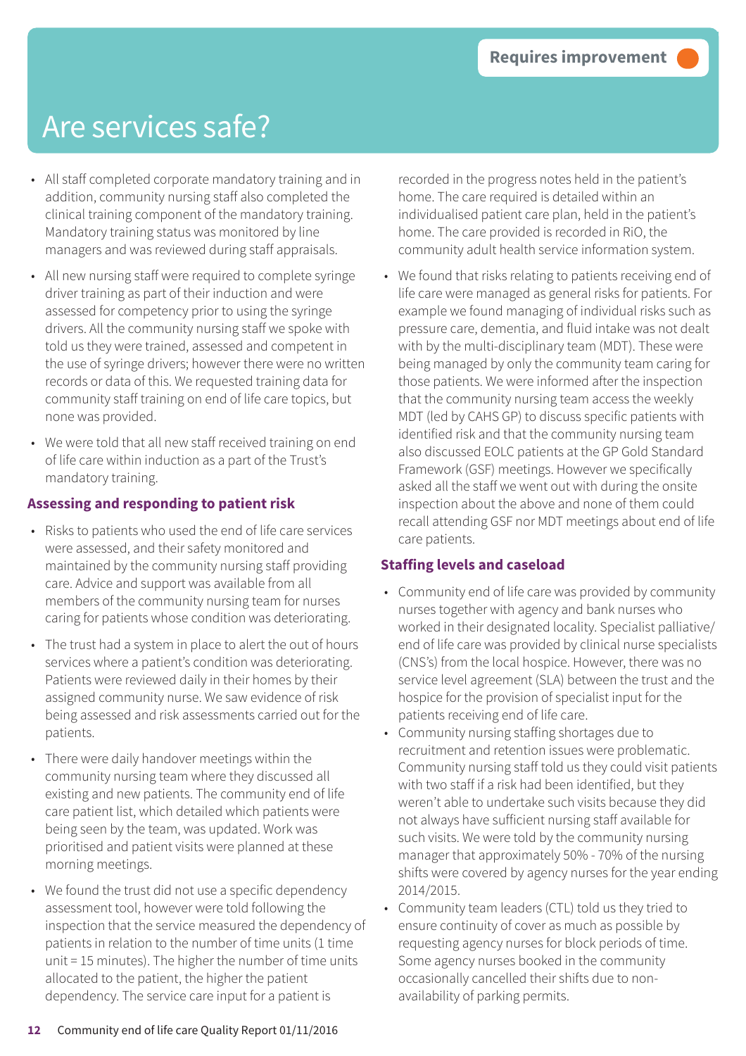# Are services safe?

Requires improvement

- All staff completed corporate mandatory training and in addition, community nursing staff also completed the clinical training component of the mandatory training. Mandatory training status was monitored by line managers and was reviewed during staff appraisals.
- All new nursing staff were required to complete syringe driver training as part of their induction and were assessed for competency prior to using the syringe drivers. All the community nursing staff we spoke with told us they were trained, assessed and competent in the use of syringe drivers; however there were no written records or data of this. We requested training data for community staff training on end of life care topics, but none was provided.
- We were told that all new staff received training on end of life care within induction as a part of the Trust's mandatory training.

### Assessing and responding to patient risk

- Risks to patients who used the end of life care services were assessed, and their safety monitored and maintained by the community nursing staff providing care. Advice and support was available from all members of the community nursing team for nurses caring for patients whose condition was deteriorating.
- The trust had a system in place to alert the out of hours services where a patient's condition was deteriorating. Patients were reviewed daily in their homes by their assigned community nurse. We saw evidence of risk being assessed and risk assessments carried out for the patients.
- There were daily handover meetings within the community nursing team where they discussed all existing and new patients. The community end of life care patient list, which detailed which patients were being seen by the team, was updated. Work was prioritised and patient visits were planned at these morning meetings.
- We found the trust did not use a specific dependency assessment tool, however were told following the inspection that the service measured the dependency of patients in relation to the number of time units (1 time unit = 15 minutes). The higher the number of time units allocated to the patient, the higher the patient dependency. The service care input for a patient is recorded in the progress notes held in the patient's home. The care required is detailed within an individualised patient care plan, held in the patient's home. The care provided is recorded in RiO, the community adult health service information system.
- We found that risks relating to patients receiving end of life care were managed as general risks for patients. For example we found managing of individual risks such as pressure care, dementia, and fluid intake was not dealt with by the multi-disciplinary team (MDT). These were being managed by only the community team caring for those patients. We were informed after the inspection that the community nursing team access the weekly MDT (led by CAHS GP) to discuss specific patients with identified risk and that the community nursing team also discussed EOLC patients at the GP Gold Standard Framework (GSF) meetings. However we specifically asked all the staff we went out with during the onsite inspection about the above and none of them could recall attending GSF nor MDT meetings about end of life care patients.

### Staffing levels and caseload

- Community end of life care was provided by community nurses together with agency and bank nurses who worked in their designated locality. Specialist palliative/end of life care was provided by clinical nurse specialists (CNS's) from the local hospice. However, there was no service level agreement (SLA) between the trust and the hospice for the provision of specialist input for the patients receiving end of life care.
- Community nursing staffing shortages due to recruitment and retention issues were problematic. Community nursing staff told us they could visit patients with two staff if a risk had been identified, but they weren't able to undertake such visits because they did not always have sufficient nursing staff available for such visits. We were told by the community nursing manager that approximately 50% - 70% of the nursing shifts were covered by agency nurses for the year ending 2014/2015.
- Community team leaders (CTL) told us they tried to ensure continuity of cover as much as possible by requesting agency nurses for block periods of time. Some agency nurses booked in the community occasionally cancelled their shifts due to non-availability of parking permits.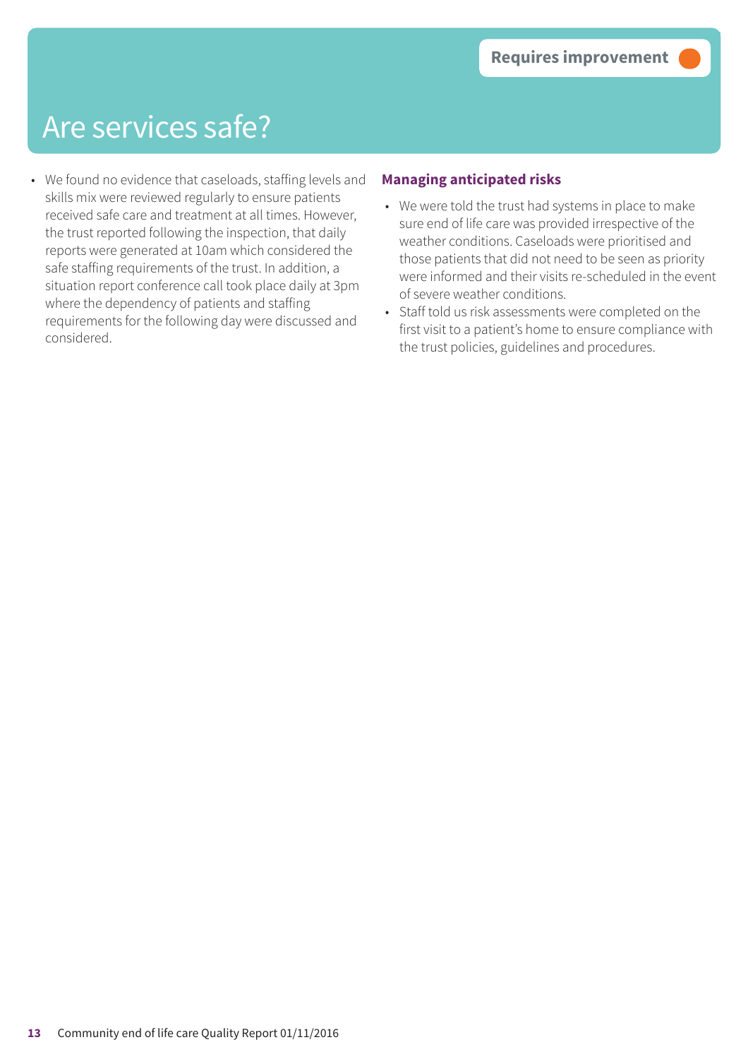# Are services safe?

Requires improvement

- We found no evidence that caseloads, staffing levels and skills mix were reviewed regularly to ensure patients received safe care and treatment at all times. However, the trust reported following the inspection, that daily reports were generated at 10am which considered the safe staffing requirements of the trust. In addition, a situation report conference call took place daily at 3pm where the dependency of patients and staffing requirements for the following day were discussed and considered.

### Managing anticipated risks

- We were told the trust had systems in place to make sure end of life care was provided irrespective of the weather conditions. Caseloads were prioritised and those patients that did not need to be seen as priority were informed and their visits re-scheduled in the event of severe weather conditions.
- Staff told us risk assessments were completed on the first visit to a patient's home to ensure compliance with the trust policies, guidelines and procedures.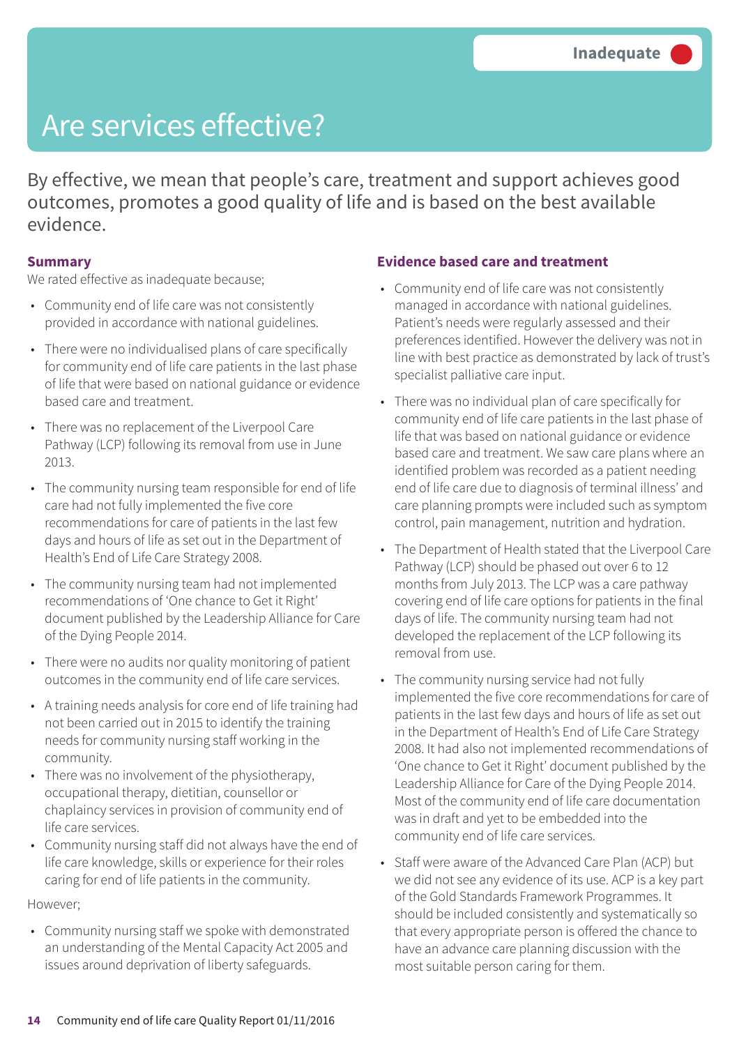Inadequate

# Are services effective?

By effective, we mean that people's care, treatment and support achieves good outcomes, promotes a good quality of life and is based on the best available evidence.

### Summary

We rated effective as inadequate because;

- Community end of life care was not consistently provided in accordance with national guidelines.
- There were no individualised plans of care specifically for community end of life care patients in the last phase of life that were based on national guidance or evidence based care and treatment.
- There was no replacement of the Liverpool Care Pathway (LCP) following its removal from use in June 2013.
- The community nursing team responsible for end of life care had not fully implemented the five core recommendations for care of patients in the last few days and hours of life as set out in the Department of Health's End of Life Care Strategy 2008.
- The community nursing team had not implemented recommendations of 'One chance to Get it Right' document published by the Leadership Alliance for Care of the Dying People 2014.
- There were no audits nor quality monitoring of patient outcomes in the community end of life care services.
- A training needs analysis for core end of life training had not been carried out in 2015 to identify the training needs for community nursing staff working in the community.
- There was no involvement of the physiotherapy, occupational therapy, dietitian, counsellor or chaplaincy services in provision of community end of life care services.
- Community nursing staff did not always have the end of life care knowledge, skills or experience for their roles caring for end of life patients in the community.

However;

- Community nursing staff we spoke with demonstrated an understanding of the Mental Capacity Act 2005 and issues around deprivation of liberty safeguards.

### Evidence based care and treatment

- Community end of life care was not consistently managed in accordance with national guidelines. Patient's needs were regularly assessed and their preferences identified. However the delivery was not in line with best practice as demonstrated by lack of trust's specialist palliative care input.
- There was no individual plan of care specifically for community end of life care patients in the last phase of life that was based on national guidance or evidence based care and treatment. We saw care plans where an identified problem was recorded as a patient needing end of life care due to diagnosis of terminal illness' and care planning prompts were included such as symptom control, pain management, nutrition and hydration.
- The Department of Health stated that the Liverpool Care Pathway (LCP) should be phased out over 6 to 12 months from July 2013. The LCP was a care pathway covering end of life care options for patients in the final days of life. The community nursing team had not developed the replacement of the LCP following its removal from use.
- The community nursing service had not fully implemented the five core recommendations for care of patients in the last few days and hours of life as set out in the Department of Health's End of Life Care Strategy 2008. It had also not implemented recommendations of 'One chance to Get it Right' document published by the Leadership Alliance for Care of the Dying People 2014. Most of the community end of life care documentation was in draft and yet to be embedded into the community end of life care services.
- Staff were aware of the Advanced Care Plan (ACP) but we did not see any evidence of its use. ACP is a key part of the Gold Standards Framework Programmes. It should be included consistently and systematically so that every appropriate person is offered the chance to have an advance care planning discussion with the most suitable person caring for them.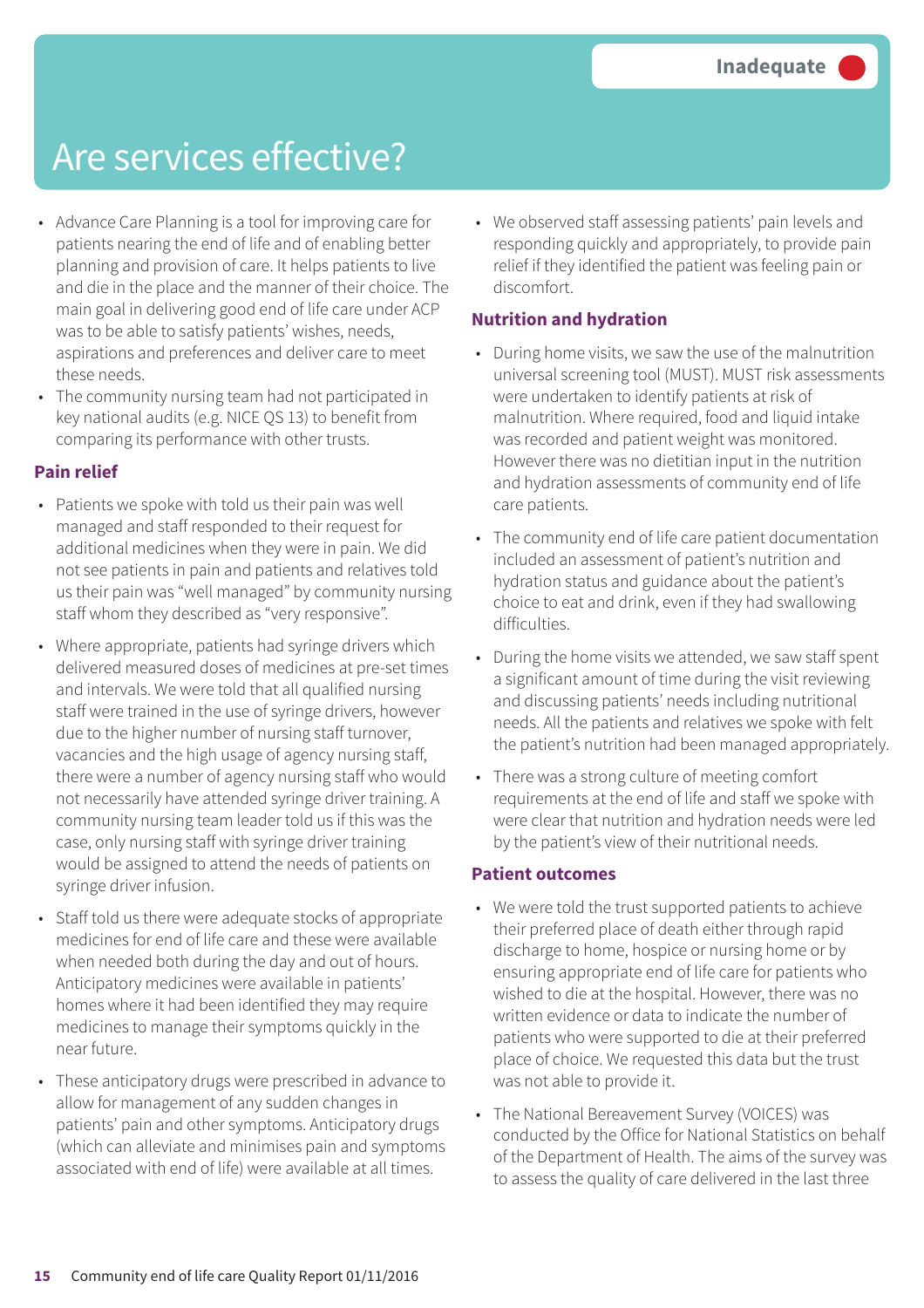Inadequate

# Are services effective?

- Advance Care Planning is a tool for improving care for patients nearing the end of life and of enabling better planning and provision of care. It helps patients to live and die in the place and the manner of their choice. The main goal in delivering good end of life care under ACP was to be able to satisfy patients' wishes, needs, aspirations and preferences and deliver care to meet these needs.
- The community nursing team had not participated in key national audits (e.g. NICE QS 13) to benefit from comparing its performance with other trusts.

### Pain relief

- Patients we spoke with told us their pain was well managed and staff responded to their request for additional medicines when they were in pain. We did not see patients in pain and patients and relatives told us their pain was "well managed" by community nursing staff whom they described as "very responsive".
- Where appropriate, patients had syringe drivers which delivered measured doses of medicines at pre-set times and intervals. We were told that all qualified nursing staff were trained in the use of syringe drivers, however due to the higher number of nursing staff turnover, vacancies and the high usage of agency nursing staff, there were a number of agency nursing staff who would not necessarily have attended syringe driver training. A community nursing team leader told us if this was the case, only nursing staff with syringe driver training would be assigned to attend the needs of patients on syringe driver infusion.
- Staff told us there were adequate stocks of appropriate medicines for end of life care and these were available when needed both during the day and out of hours. Anticipatory medicines were available in patients' homes where it had been identified they may require medicines to manage their symptoms quickly in the near future.
- These anticipatory drugs were prescribed in advance to allow for management of any sudden changes in patients' pain and other symptoms. Anticipatory drugs (which can alleviate and minimises pain and symptoms associated with end of life) were available at all times.
- We observed staff assessing patients' pain levels and responding quickly and appropriately, to provide pain relief if they identified the patient was feeling pain or discomfort.

### Nutrition and hydration

- During home visits, we saw the use of the malnutrition universal screening tool (MUST). MUST risk assessments were undertaken to identify patients at risk of malnutrition. Where required, food and liquid intake was recorded and patient weight was monitored. However there was no dietitian input in the nutrition and hydration assessments of community end of life care patients.
- The community end of life care patient documentation included an assessment of patient's nutrition and hydration status and guidance about the patient's choice to eat and drink, even if they had swallowing difficulties.
- During the home visits we attended, we saw staff spent a significant amount of time during the visit reviewing and discussing patients' needs including nutritional needs. All the patients and relatives we spoke with felt the patient's nutrition had been managed appropriately.
- There was a strong culture of meeting comfort requirements at the end of life and staff we spoke with were clear that nutrition and hydration needs were led by the patient's view of their nutritional needs.

### Patient outcomes

- We were told the trust supported patients to achieve their preferred place of death either through rapid discharge to home, hospice or nursing home or by ensuring appropriate end of life care for patients who wished to die at the hospital. However, there was no written evidence or data to indicate the number of patients who were supported to die at their preferred place of choice. We requested this data but the trust was not able to provide it.
- The National Bereavement Survey (VOICES) was conducted by the Office for National Statistics on behalf of the Department of Health. The aims of the survey was to assess the quality of care delivered in the last three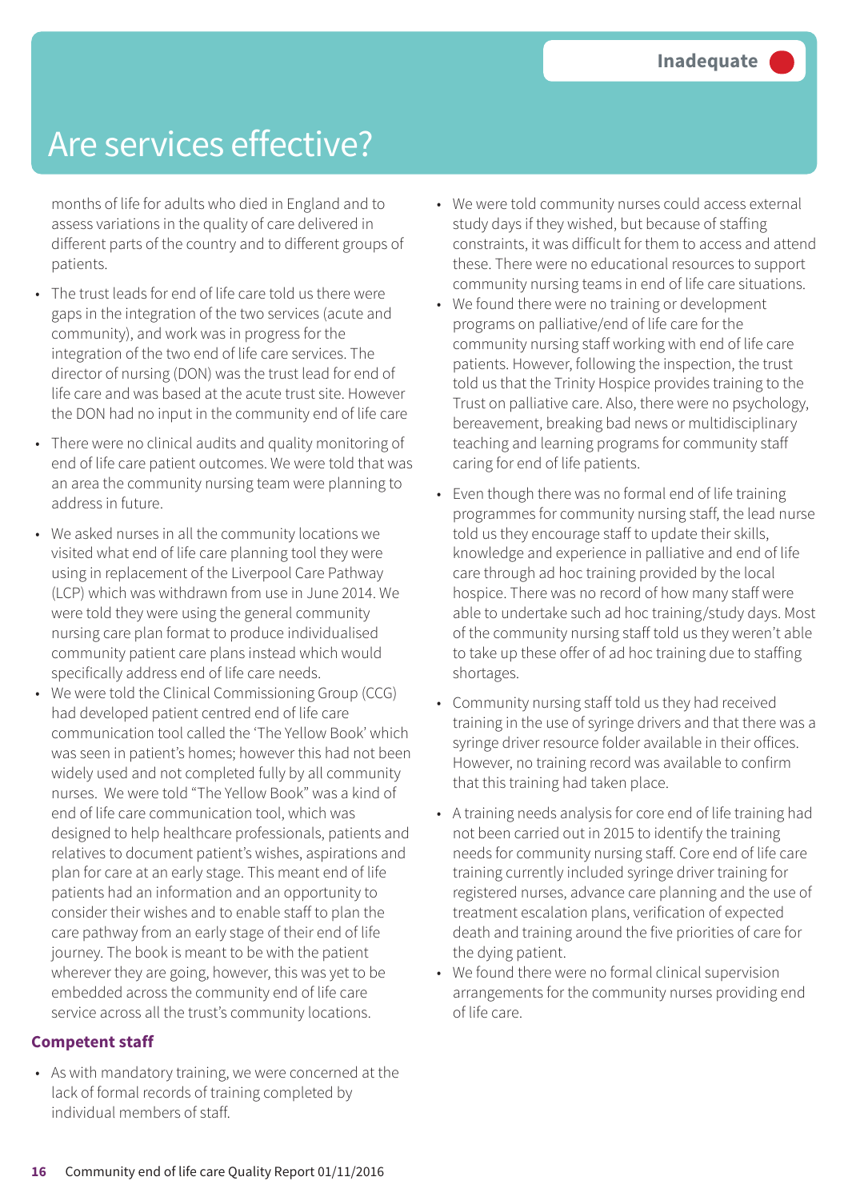# Are services effective?

Inadequate

months of life for adults who died in England and to assess variations in the quality of care delivered in different parts of the country and to different groups of patients.

- The trust leads for end of life care told us there were gaps in the integration of the two services (acute and community), and work was in progress for the integration of the two end of life care services. The director of nursing (DON) was the trust lead for end of life care and was based at the acute trust site. However the DON had no input in the community end of life care
- There were no clinical audits and quality monitoring of end of life care patient outcomes. We were told that was an area the community nursing team were planning to address in future.
- We asked nurses in all the community locations we visited what end of life care planning tool they were using in replacement of the Liverpool Care Pathway (LCP) which was withdrawn from use in June 2014. We were told they were using the general community nursing care plan format to produce individualised community patient care plans instead which would specifically address end of life care needs.
- We were told the Clinical Commissioning Group (CCG) had developed patient centred end of life care communication tool called the 'The Yellow Book' which was seen in patient's homes; however this had not been widely used and not completed fully by all community nurses. We were told "The Yellow Book" was a kind of end of life care communication tool, which was designed to help healthcare professionals, patients and relatives to document patient's wishes, aspirations and plan for care at an early stage. This meant end of life patients had an information and an opportunity to consider their wishes and to enable staff to plan the care pathway from an early stage of their end of life journey. The book is meant to be with the patient wherever they are going, however, this was yet to be embedded across the community end of life care service across all the trust's community locations.

**Competent staff**

- As with mandatory training, we were concerned at the lack of formal records of training completed by individual members of staff.
- We were told community nurses could access external study days if they wished, but because of staffing constraints, it was difficult for them to access and attend these. There were no educational resources to support community nursing teams in end of life care situations.
- We found there were no training or development programs on palliative/end of life care for the community nursing staff working with end of life care patients. However, following the inspection, the trust told us that the Trinity Hospice provides training to the Trust on palliative care. Also, there were no psychology, bereavement, breaking bad news or multidisciplinary teaching and learning programs for community staff caring for end of life patients.
- Even though there was no formal end of life training programmes for community nursing staff, the lead nurse told us they encourage staff to update their skills, knowledge and experience in palliative and end of life care through ad hoc training provided by the local hospice. There was no record of how many staff were able to undertake such ad hoc training/study days. Most of the community nursing staff told us they weren't able to take up these offer of ad hoc training due to staffing shortages.
- Community nursing staff told us they had received training in the use of syringe drivers and that there was a syringe driver resource folder available in their offices. However, no training record was available to confirm that this training had taken place.
- A training needs analysis for core end of life training had not been carried out in 2015 to identify the training needs for community nursing staff. Core end of life care training currently included syringe driver training for registered nurses, advance care planning and the use of treatment escalation plans, verification of expected death and training around the five priorities of care for the dying patient.
- We found there were no formal clinical supervision arrangements for the community nurses providing end of life care.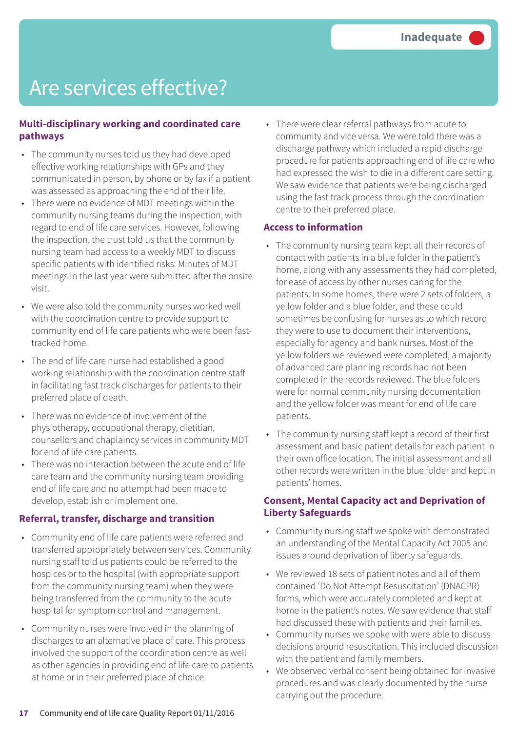Inadequate

# Are services effective?

### Multi-disciplinary working and coordinated care pathways

- The community nurses told us they had developed effective working relationships with GPs and they communicated in person, by phone or by fax if a patient was assessed as approaching the end of their life.
- There were no evidence of MDT meetings within the community nursing teams during the inspection, with regard to end of life care services. However, following the inspection, the trust told us that the community nursing team had access to a weekly MDT to discuss specific patients with identified risks. Minutes of MDT meetings in the last year were submitted after the onsite visit.
- We were also told the community nurses worked well with the coordination centre to provide support to community end of life care patients who were been fast-tracked home.
- The end of life care nurse had established a good working relationship with the coordination centre staff in facilitating fast track discharges for patients to their preferred place of death.
- There was no evidence of involvement of the physiotherapy, occupational therapy, dietitian, counsellors and chaplaincy services in community MDT for end of life care patients.
- There was no interaction between the acute end of life care team and the community nursing team providing end of life care and no attempt had been made to develop, establish or implement one.

### Referral, transfer, discharge and transition

- Community end of life care patients were referred and transferred appropriately between services. Community nursing staff told us patients could be referred to the hospices or to the hospital (with appropriate support from the community nursing team) when they were being transferred from the community to the acute hospital for symptom control and management.
- Community nurses were involved in the planning of discharges to an alternative place of care. This process involved the support of the coordination centre as well as other agencies in providing end of life care to patients at home or in their preferred place of choice.
- There were clear referral pathways from acute to community and vice versa. We were told there was a discharge pathway which included a rapid discharge procedure for patients approaching end of life care who had expressed the wish to die in a different care setting. We saw evidence that patients were being discharged using the fast track process through the coordination centre to their preferred place.

### Access to information

- The community nursing team kept all their records of contact with patients in a blue folder in the patient's home, along with any assessments they had completed, for ease of access by other nurses caring for the patients. In some homes, there were 2 sets of folders, a yellow folder and a blue folder, and these could sometimes be confusing for nurses as to which record they were to use to document their interventions, especially for agency and bank nurses. Most of the yellow folders we reviewed were completed, a majority of advanced care planning records had not been completed in the records reviewed. The blue folders were for normal community nursing documentation and the yellow folder was meant for end of life care patients.
- The community nursing staff kept a record of their first assessment and basic patient details for each patient in their own office location. The initial assessment and all other records were written in the blue folder and kept in patients' homes.

### Consent, Mental Capacity act and Deprivation of Liberty Safeguards

- Community nursing staff we spoke with demonstrated an understanding of the Mental Capacity Act 2005 and issues around deprivation of liberty safeguards.
- We reviewed 18 sets of patient notes and all of them contained 'Do Not Attempt Resuscitation' (DNACPR) forms, which were accurately completed and kept at home in the patient's notes. We saw evidence that staff had discussed these with patients and their families.
- Community nurses we spoke with were able to discuss decisions around resuscitation. This included discussion with the patient and family members.
- We observed verbal consent being obtained for invasive procedures and was clearly documented by the nurse carrying out the procedure.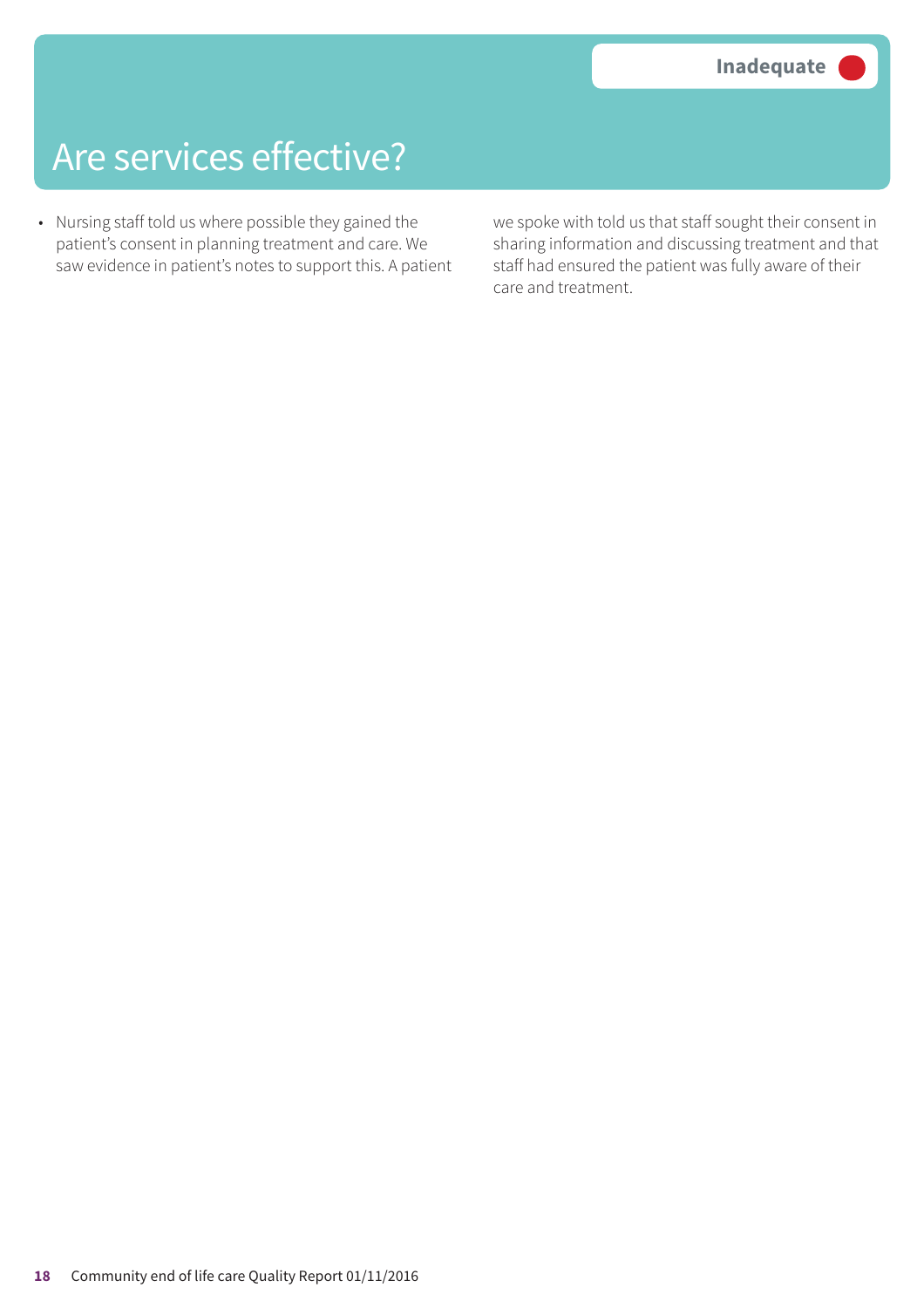# Are services effective?

**Inadequate**

- Nursing staff told us where possible they gained the patient's consent in planning treatment and care. We saw evidence in patient's notes to support this. A patient we spoke with told us that staff sought their consent in sharing information and discussing treatment and that staff had ensured the patient was fully aware of their care and treatment.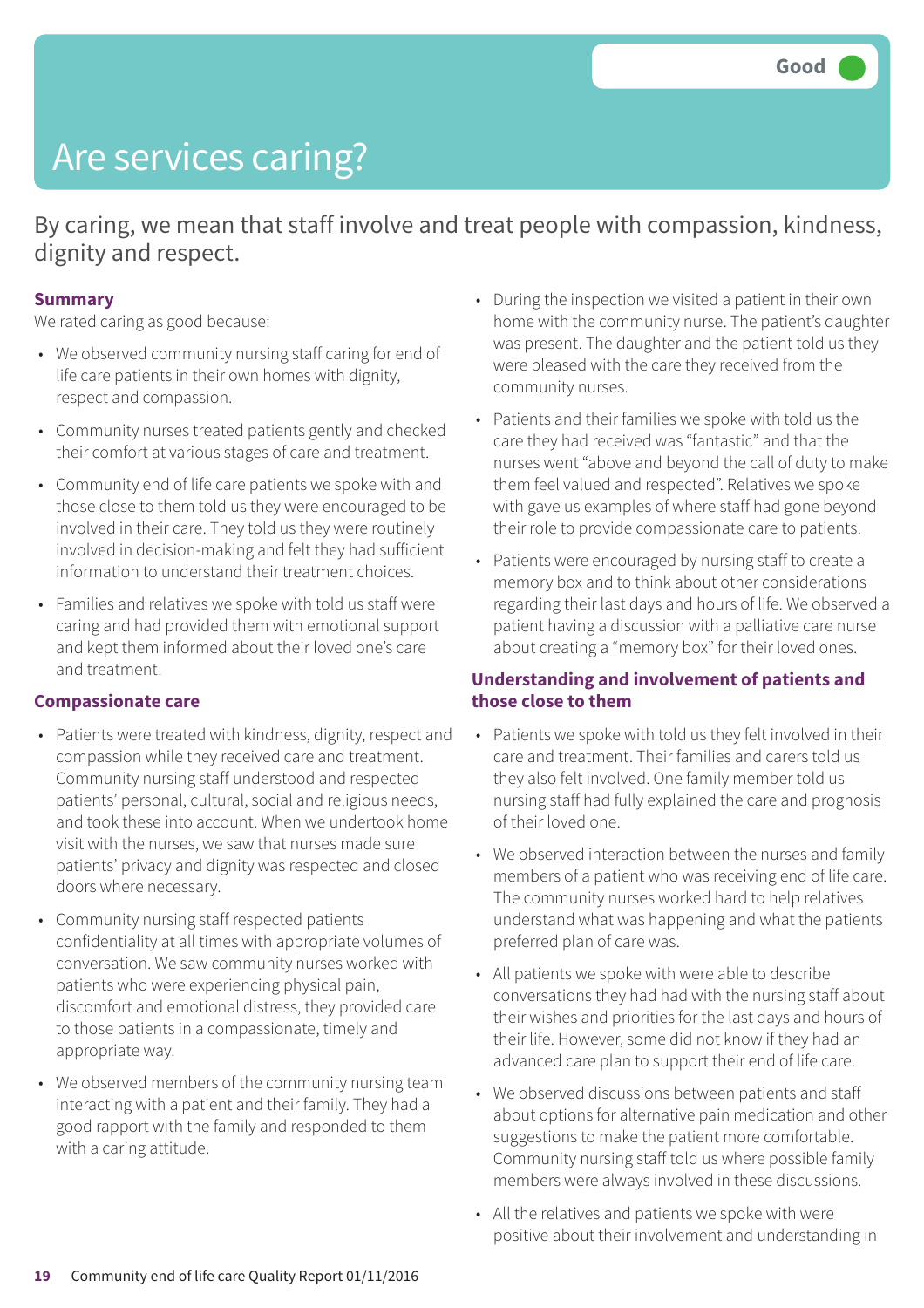Good

# Are services caring?

By caring, we mean that staff involve and treat people with compassion, kindness, dignity and respect.

### Summary

We rated caring as good because:

- We observed community nursing staff caring for end of life care patients in their own homes with dignity, respect and compassion.
- Community nurses treated patients gently and checked their comfort at various stages of care and treatment.
- Community end of life care patients we spoke with and those close to them told us they were encouraged to be involved in their care. They told us they were routinely involved in decision-making and felt they had sufficient information to understand their treatment choices.
- Families and relatives we spoke with told us staff were caring and had provided them with emotional support and kept them informed about their loved one's care and treatment.

### Compassionate care

- Patients were treated with kindness, dignity, respect and compassion while they received care and treatment. Community nursing staff understood and respected patients' personal, cultural, social and religious needs, and took these into account. When we undertook home visit with the nurses, we saw that nurses made sure patients' privacy and dignity was respected and closed doors where necessary.
- Community nursing staff respected patients confidentiality at all times with appropriate volumes of conversation. We saw community nurses worked with patients who were experiencing physical pain, discomfort and emotional distress, they provided care to those patients in a compassionate, timely and appropriate way.
- We observed members of the community nursing team interacting with a patient and their family. They had a good rapport with the family and responded to them with a caring attitude.
- During the inspection we visited a patient in their own home with the community nurse. The patient's daughter was present. The daughter and the patient told us they were pleased with the care they received from the community nurses.
- Patients and their families we spoke with told us the care they had received was "fantastic" and that the nurses went "above and beyond the call of duty to make them feel valued and respected". Relatives we spoke with gave us examples of where staff had gone beyond their role to provide compassionate care to patients.
- Patients were encouraged by nursing staff to create a memory box and to think about other considerations regarding their last days and hours of life. We observed a patient having a discussion with a palliative care nurse about creating a "memory box" for their loved ones.

### Understanding and involvement of patients and those close to them

- Patients we spoke with told us they felt involved in their care and treatment. Their families and carers told us they also felt involved. One family member told us nursing staff had fully explained the care and prognosis of their loved one.
- We observed interaction between the nurses and family members of a patient who was receiving end of life care. The community nurses worked hard to help relatives understand what was happening and what the patients preferred plan of care was.
- All patients we spoke with were able to describe conversations they had had with the nursing staff about their wishes and priorities for the last days and hours of their life. However, some did not know if they had an advanced care plan to support their end of life care.
- We observed discussions between patients and staff about options for alternative pain medication and other suggestions to make the patient more comfortable. Community nursing staff told us where possible family members were always involved in these discussions.
- All the relatives and patients we spoke with were positive about their involvement and understanding in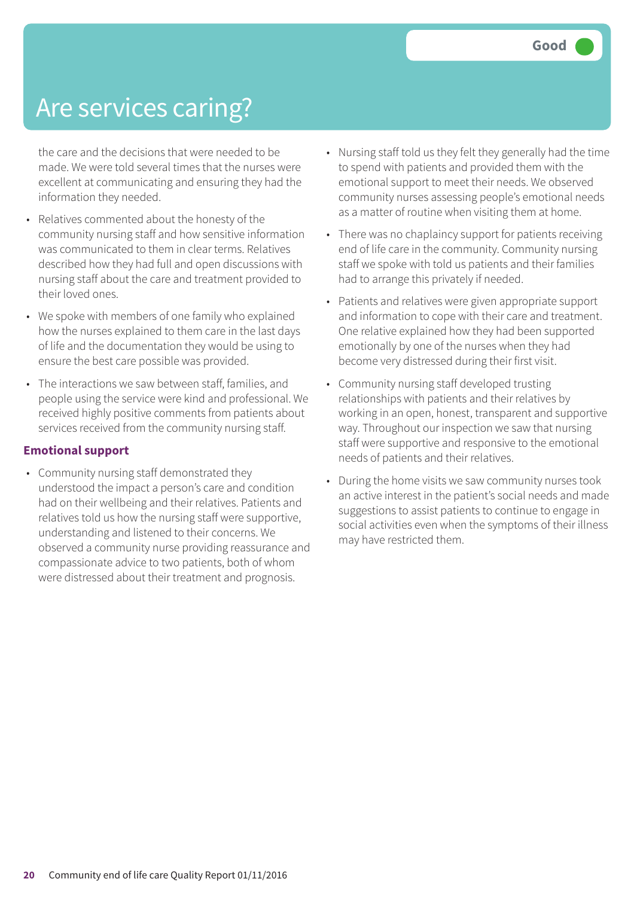# Are services caring?

Good

the care and the decisions that were needed to be made. We were told several times that the nurses were excellent at communicating and ensuring they had the information they needed.

- Relatives commented about the honesty of the community nursing staff and how sensitive information was communicated to them in clear terms. Relatives described how they had full and open discussions with nursing staff about the care and treatment provided to their loved ones.
- We spoke with members of one family who explained how the nurses explained to them care in the last days of life and the documentation they would be using to ensure the best care possible was provided.
- The interactions we saw between staff, families, and people using the service were kind and professional. We received highly positive comments from patients about services received from the community nursing staff.

**Emotional support**

- Community nursing staff demonstrated they understood the impact a person's care and condition had on their wellbeing and their relatives. Patients and relatives told us how the nursing staff were supportive, understanding and listened to their concerns. We observed a community nurse providing reassurance and compassionate advice to two patients, both of whom were distressed about their treatment and prognosis.
- Nursing staff told us they felt they generally had the time to spend with patients and provided them with the emotional support to meet their needs. We observed community nurses assessing people's emotional needs as a matter of routine when visiting them at home.
- There was no chaplaincy support for patients receiving end of life care in the community. Community nursing staff we spoke with told us patients and their families had to arrange this privately if needed.
- Patients and relatives were given appropriate support and information to cope with their care and treatment. One relative explained how they had been supported emotionally by one of the nurses when they had become very distressed during their first visit.
- Community nursing staff developed trusting relationships with patients and their relatives by working in an open, honest, transparent and supportive way. Throughout our inspection we saw that nursing staff were supportive and responsive to the emotional needs of patients and their relatives.
- During the home visits we saw community nurses took an active interest in the patient's social needs and made suggestions to assist patients to continue to engage in social activities even when the symptoms of their illness may have restricted them.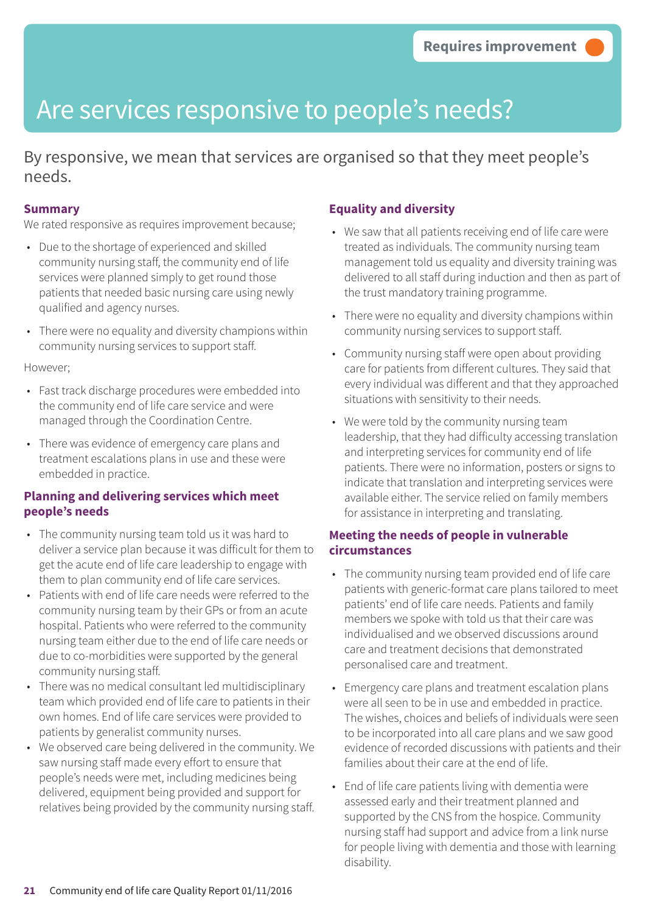Requires improvement

# Are services responsive to people's needs?

By responsive, we mean that services are organised so that they meet people's needs.

### Summary

We rated responsive as requires improvement because;

- Due to the shortage of experienced and skilled community nursing staff, the community end of life services were planned simply to get round those patients that needed basic nursing care using newly qualified and agency nurses.
- There were no equality and diversity champions within community nursing services to support staff.

However;

- Fast track discharge procedures were embedded into the community end of life care service and were managed through the Coordination Centre.
- There was evidence of emergency care plans and treatment escalations plans in use and these were embedded in practice.

### Planning and delivering services which meet people's needs

- The community nursing team told us it was hard to deliver a service plan because it was difficult for them to get the acute end of life care leadership to engage with them to plan community end of life care services.
- Patients with end of life care needs were referred to the community nursing team by their GPs or from an acute hospital. Patients who were referred to the community nursing team either due to the end of life care needs or due to co-morbidities were supported by the general community nursing staff.
- There was no medical consultant led multidisciplinary team which provided end of life care to patients in their own homes. End of life care services were provided to patients by generalist community nurses.
- We observed care being delivered in the community. We saw nursing staff made every effort to ensure that people's needs were met, including medicines being delivered, equipment being provided and support for relatives being provided by the community nursing staff.

### Equality and diversity

- We saw that all patients receiving end of life care were treated as individuals. The community nursing team management told us equality and diversity training was delivered to all staff during induction and then as part of the trust mandatory training programme.
- There were no equality and diversity champions within community nursing services to support staff.
- Community nursing staff were open about providing care for patients from different cultures. They said that every individual was different and that they approached situations with sensitivity to their needs.
- We were told by the community nursing team leadership, that they had difficulty accessing translation and interpreting services for community end of life patients. There were no information, posters or signs to indicate that translation and interpreting services were available either. The service relied on family members for assistance in interpreting and translating.

### Meeting the needs of people in vulnerable circumstances

- The community nursing team provided end of life care patients with generic-format care plans tailored to meet patients' end of life care needs. Patients and family members we spoke with told us that their care was individualised and we observed discussions around care and treatment decisions that demonstrated personalised care and treatment.
- Emergency care plans and treatment escalation plans were all seen to be in use and embedded in practice. The wishes, choices and beliefs of individuals were seen to be incorporated into all care plans and we saw good evidence of recorded discussions with patients and their families about their care at the end of life.
- End of life care patients living with dementia were assessed early and their treatment planned and supported by the CNS from the hospice. Community nursing staff had support and advice from a link nurse for people living with dementia and those with learning disability.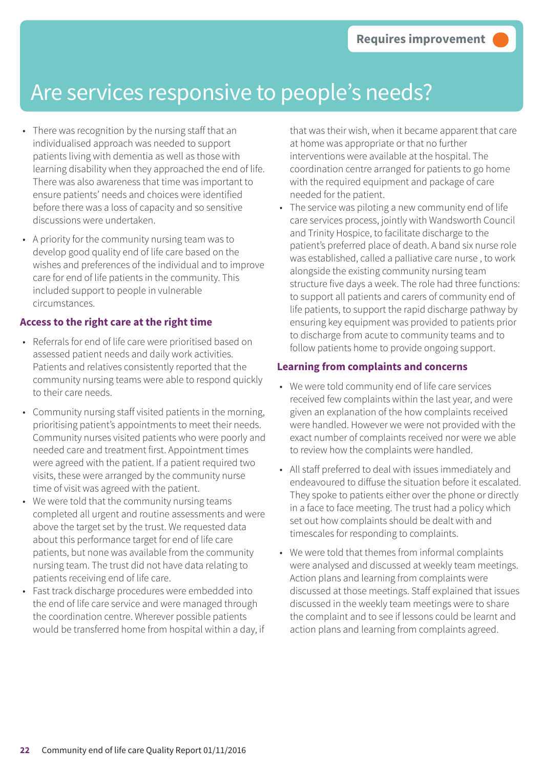Requires improvement

# Are services responsive to people's needs?

- There was recognition by the nursing staff that an individualised approach was needed to support patients living with dementia as well as those with learning disability when they approached the end of life. There was also awareness that time was important to ensure patients' needs and choices were identified before there was a loss of capacity and so sensitive discussions were undertaken.
- A priority for the community nursing team was to develop good quality end of life care based on the wishes and preferences of the individual and to improve care for end of life patients in the community. This included support to people in vulnerable circumstances.

### Access to the right care at the right time

- Referrals for end of life care were prioritised based on assessed patient needs and daily work activities. Patients and relatives consistently reported that the community nursing teams were able to respond quickly to their care needs.
- Community nursing staff visited patients in the morning, prioritising patient's appointments to meet their needs. Community nurses visited patients who were poorly and needed care and treatment first. Appointment times were agreed with the patient. If a patient required two visits, these were arranged by the community nurse time of visit was agreed with the patient.
- We were told that the community nursing teams completed all urgent and routine assessments and were above the target set by the trust. We requested data about this performance target for end of life care patients, but none was available from the community nursing team. The trust did not have data relating to patients receiving end of life care.
- Fast track discharge procedures were embedded into the end of life care service and were managed through the coordination centre. Wherever possible patients would be transferred home from hospital within a day, if that was their wish, when it became apparent that care at home was appropriate or that no further interventions were available at the hospital. The coordination centre arranged for patients to go home with the required equipment and package of care needed for the patient.
- The service was piloting a new community end of life care services process, jointly with Wandsworth Council and Trinity Hospice, to facilitate discharge to the patient's preferred place of death. A band six nurse role was established, called a palliative care nurse , to work alongside the existing community nursing team structure five days a week. The role had three functions: to support all patients and carers of community end of life patients, to support the rapid discharge pathway by ensuring key equipment was provided to patients prior to discharge from acute to community teams and to follow patients home to provide ongoing support.

### Learning from complaints and concerns

- We were told community end of life care services received few complaints within the last year, and were given an explanation of the how complaints received were handled. However we were not provided with the exact number of complaints received nor were we able to review how the complaints were handled.
- All staff preferred to deal with issues immediately and endeavoured to diffuse the situation before it escalated. They spoke to patients either over the phone or directly in a face to face meeting. The trust had a policy which set out how complaints should be dealt with and timescales for responding to complaints.
- We were told that themes from informal complaints were analysed and discussed at weekly team meetings. Action plans and learning from complaints were discussed at those meetings. Staff explained that issues discussed in the weekly team meetings were to share the complaint and to see if lessons could be learnt and action plans and learning from complaints agreed.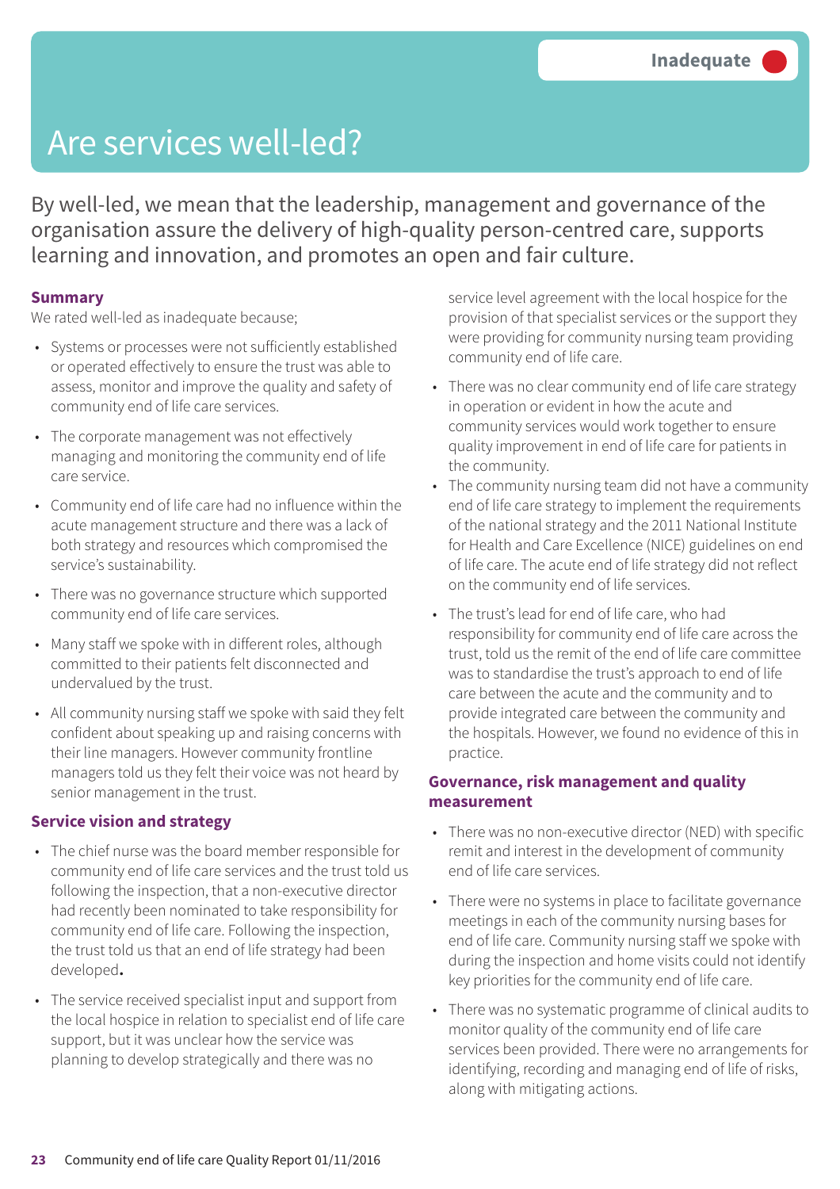Inadequate

# Are services well-led?

By well-led, we mean that the leadership, management and governance of the organisation assure the delivery of high-quality person-centred care, supports learning and innovation, and promotes an open and fair culture.

### Summary

We rated well-led as inadequate because;

- Systems or processes were not sufficiently established or operated effectively to ensure the trust was able to assess, monitor and improve the quality and safety of community end of life care services.
- The corporate management was not effectively managing and monitoring the community end of life care service.
- Community end of life care had no influence within the acute management structure and there was a lack of both strategy and resources which compromised the service's sustainability.
- There was no governance structure which supported community end of life care services.
- Many staff we spoke with in different roles, although committed to their patients felt disconnected and undervalued by the trust.
- All community nursing staff we spoke with said they felt confident about speaking up and raising concerns with their line managers. However community frontline managers told us they felt their voice was not heard by senior management in the trust.

### Service vision and strategy

- The chief nurse was the board member responsible for community end of life care services and the trust told us following the inspection, that a non-executive director had recently been nominated to take responsibility for community end of life care. Following the inspection, the trust told us that an end of life strategy had been developed**.**
- The service received specialist input and support from the local hospice in relation to specialist end of life care support, but it was unclear how the service was planning to develop strategically and there was no service level agreement with the local hospice for the provision of that specialist services or the support they were providing for community nursing team providing community end of life care.
- There was no clear community end of life care strategy in operation or evident in how the acute and community services would work together to ensure quality improvement in end of life care for patients in the community.
- The community nursing team did not have a community end of life care strategy to implement the requirements of the national strategy and the 2011 National Institute for Health and Care Excellence (NICE) guidelines on end of life care. The acute end of life strategy did not reflect on the community end of life services.
- The trust's lead for end of life care, who had responsibility for community end of life care across the trust, told us the remit of the end of life care committee was to standardise the trust's approach to end of life care between the acute and the community and to provide integrated care between the community and the hospitals. However, we found no evidence of this in practice.

### Governance, risk management and quality measurement

- There was no non-executive director (NED) with specific remit and interest in the development of community end of life care services.
- There were no systems in place to facilitate governance meetings in each of the community nursing bases for end of life care. Community nursing staff we spoke with during the inspection and home visits could not identify key priorities for the community end of life care.
- There was no systematic programme of clinical audits to monitor quality of the community end of life care services been provided. There were no arrangements for identifying, recording and managing end of life of risks, along with mitigating actions.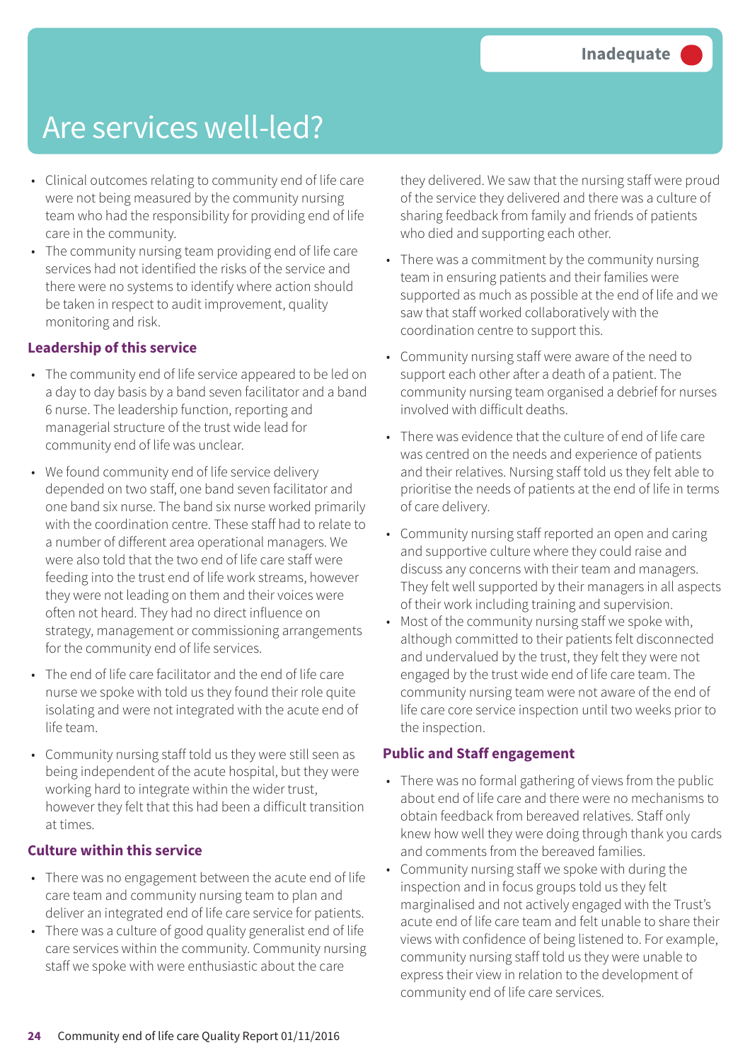Inadequate

# Are services well-led?

- Clinical outcomes relating to community end of life care were not being measured by the community nursing team who had the responsibility for providing end of life care in the community.
- The community nursing team providing end of life care services had not identified the risks of the service and there were no systems to identify where action should be taken in respect to audit improvement, quality monitoring and risk.

### Leadership of this service

- The community end of life service appeared to be led on a day to day basis by a band seven facilitator and a band 6 nurse. The leadership function, reporting and managerial structure of the trust wide lead for community end of life was unclear.
- We found community end of life service delivery depended on two staff, one band seven facilitator and one band six nurse. The band six nurse worked primarily with the coordination centre. These staff had to relate to a number of different area operational managers. We were also told that the two end of life care staff were feeding into the trust end of life work streams, however they were not leading on them and their voices were often not heard. They had no direct influence on strategy, management or commissioning arrangements for the community end of life services.
- The end of life care facilitator and the end of life care nurse we spoke with told us they found their role quite isolating and were not integrated with the acute end of life team.
- Community nursing staff told us they were still seen as being independent of the acute hospital, but they were working hard to integrate within the wider trust, however they felt that this had been a difficult transition at times.

### Culture within this service

- There was no engagement between the acute end of life care team and community nursing team to plan and deliver an integrated end of life care service for patients.
- There was a culture of good quality generalist end of life care services within the community. Community nursing staff we spoke with were enthusiastic about the care they delivered. We saw that the nursing staff were proud of the service they delivered and there was a culture of sharing feedback from family and friends of patients who died and supporting each other.
- There was a commitment by the community nursing team in ensuring patients and their families were supported as much as possible at the end of life and we saw that staff worked collaboratively with the coordination centre to support this.
- Community nursing staff were aware of the need to support each other after a death of a patient. The community nursing team organised a debrief for nurses involved with difficult deaths.
- There was evidence that the culture of end of life care was centred on the needs and experience of patients and their relatives. Nursing staff told us they felt able to prioritise the needs of patients at the end of life in terms of care delivery.
- Community nursing staff reported an open and caring and supportive culture where they could raise and discuss any concerns with their team and managers. They felt well supported by their managers in all aspects of their work including training and supervision.
- Most of the community nursing staff we spoke with, although committed to their patients felt disconnected and undervalued by the trust, they felt they were not engaged by the trust wide end of life care team. The community nursing team were not aware of the end of life care core service inspection until two weeks prior to the inspection.

### Public and Staff engagement

- There was no formal gathering of views from the public about end of life care and there were no mechanisms to obtain feedback from bereaved relatives. Staff only knew how well they were doing through thank you cards and comments from the bereaved families.
- Community nursing staff we spoke with during the inspection and in focus groups told us they felt marginalised and not actively engaged with the Trust's acute end of life care team and felt unable to share their views with confidence of being listened to. For example, community nursing staff told us they were unable to express their view in relation to the development of community end of life care services.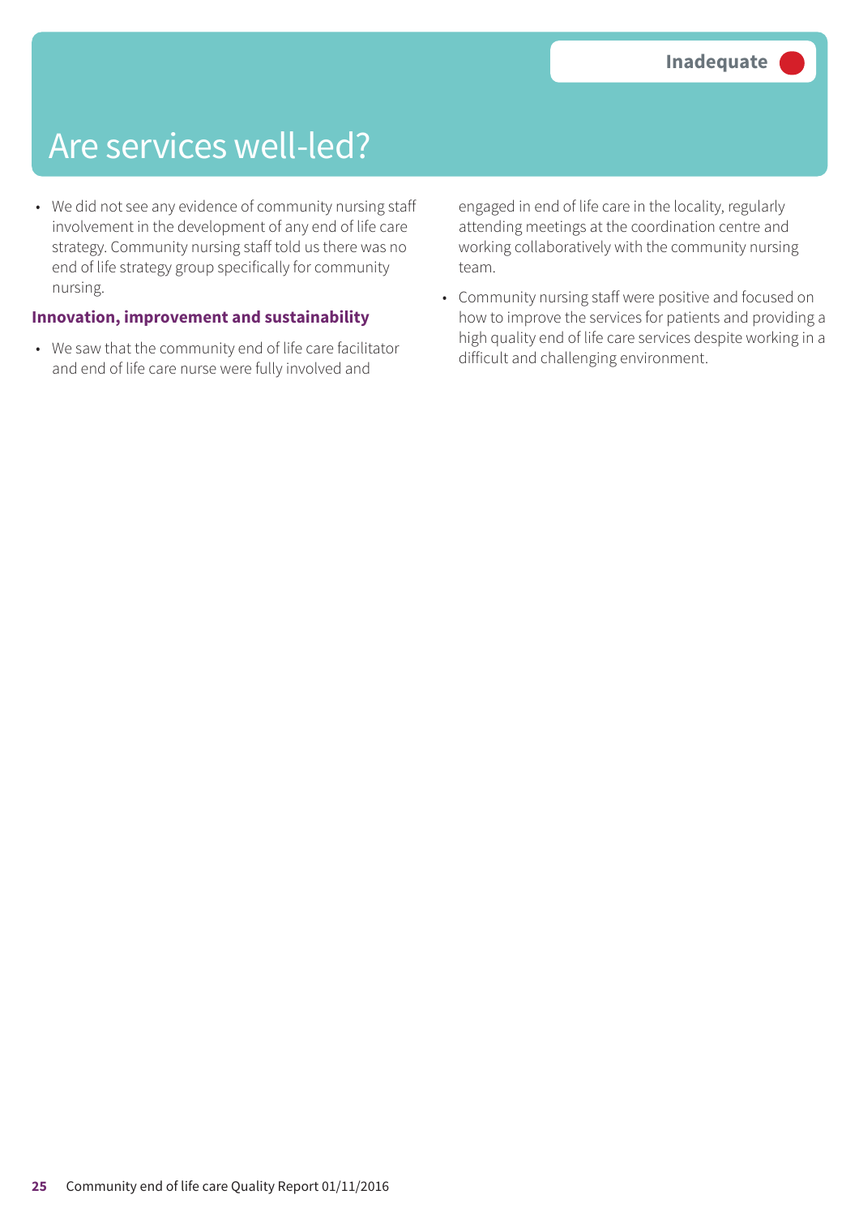**Inadequate**

# Are services well-led?

- We did not see any evidence of community nursing staff involvement in the development of any end of life care strategy. Community nursing staff told us there was no end of life strategy group specifically for community nursing.

### Innovation, improvement and sustainability

- We saw that the community end of life care facilitator and end of life care nurse were fully involved and engaged in end of life care in the locality, regularly attending meetings at the coordination centre and working collaboratively with the community nursing team.
- Community nursing staff were positive and focused on how to improve the services for patients and providing a high quality end of life care services despite working in a difficult and challenging environment.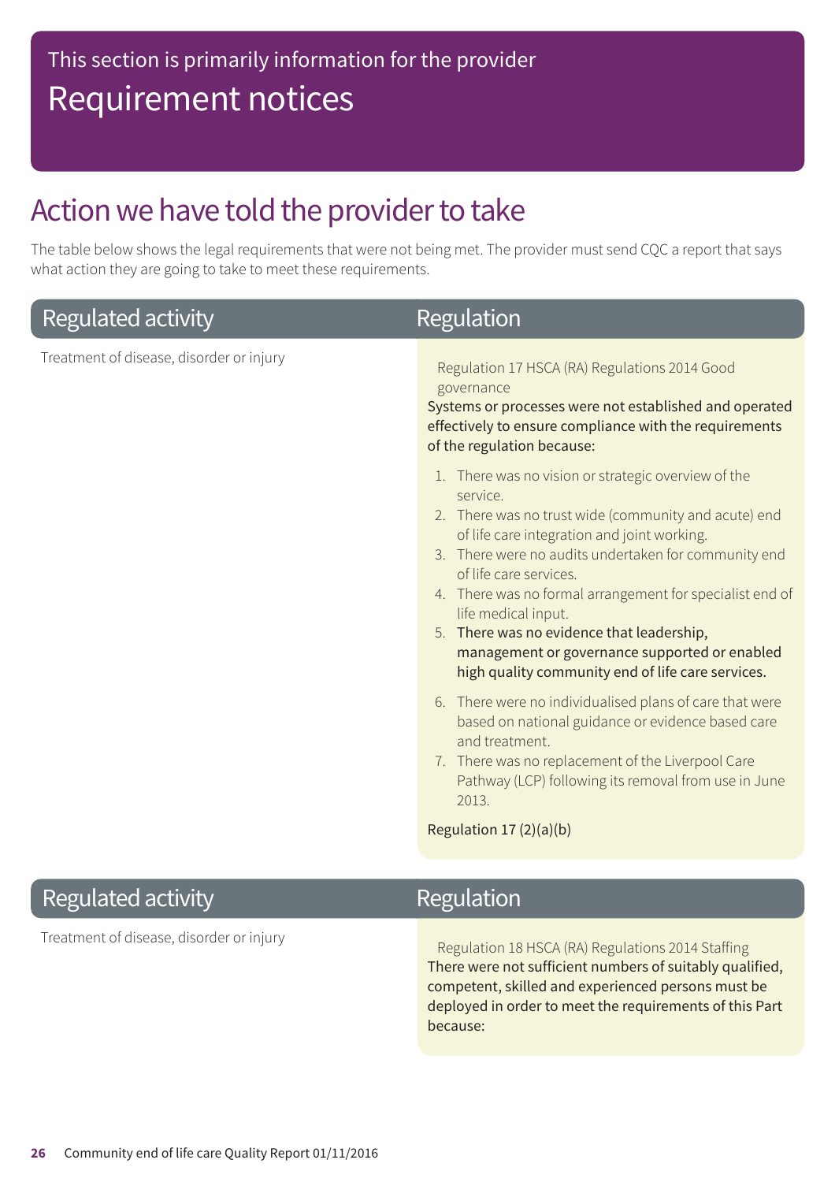This section is primarily information for the provider

# Requirement notices

## Action we have told the provider to take

The table below shows the legal requirements that were not being met. The provider must send CQC a report that says what action they are going to take to meet these requirements.

| Regulated activity | Regulation |
| --- | --- |
| Treatment of disease, disorder or injury | Regulation 17 HSCA (RA) Regulations 2014 Good governance<br>Systems or processes were not established and operated effectively to ensure compliance with the requirements of the regulation because:<br>1. There was no vision or strategic overview of the service.<br>2. There was no trust wide (community and acute) end of life care integration and joint working.<br>3. There were no audits undertaken for community end of life care services.<br>4. There was no formal arrangement for specialist end of life medical input.<br>5. There was no evidence that leadership, management or governance supported or enabled high quality community end of life care services.<br>6. There were no individualised plans of care that were based on national guidance or evidence based care and treatment.<br>7. There was no replacement of the Liverpool Care Pathway (LCP) following its removal from use in June 2013.<br>Regulation 17 (2)(a)(b) |

| Regulated activity | Regulation |
| --- | --- |
| Treatment of disease, disorder or injury | Regulation 18 HSCA (RA) Regulations 2014 Staffing<br>There were not sufficient numbers of suitably qualified, competent, skilled and experienced persons must be deployed in order to meet the requirements of this Part because: |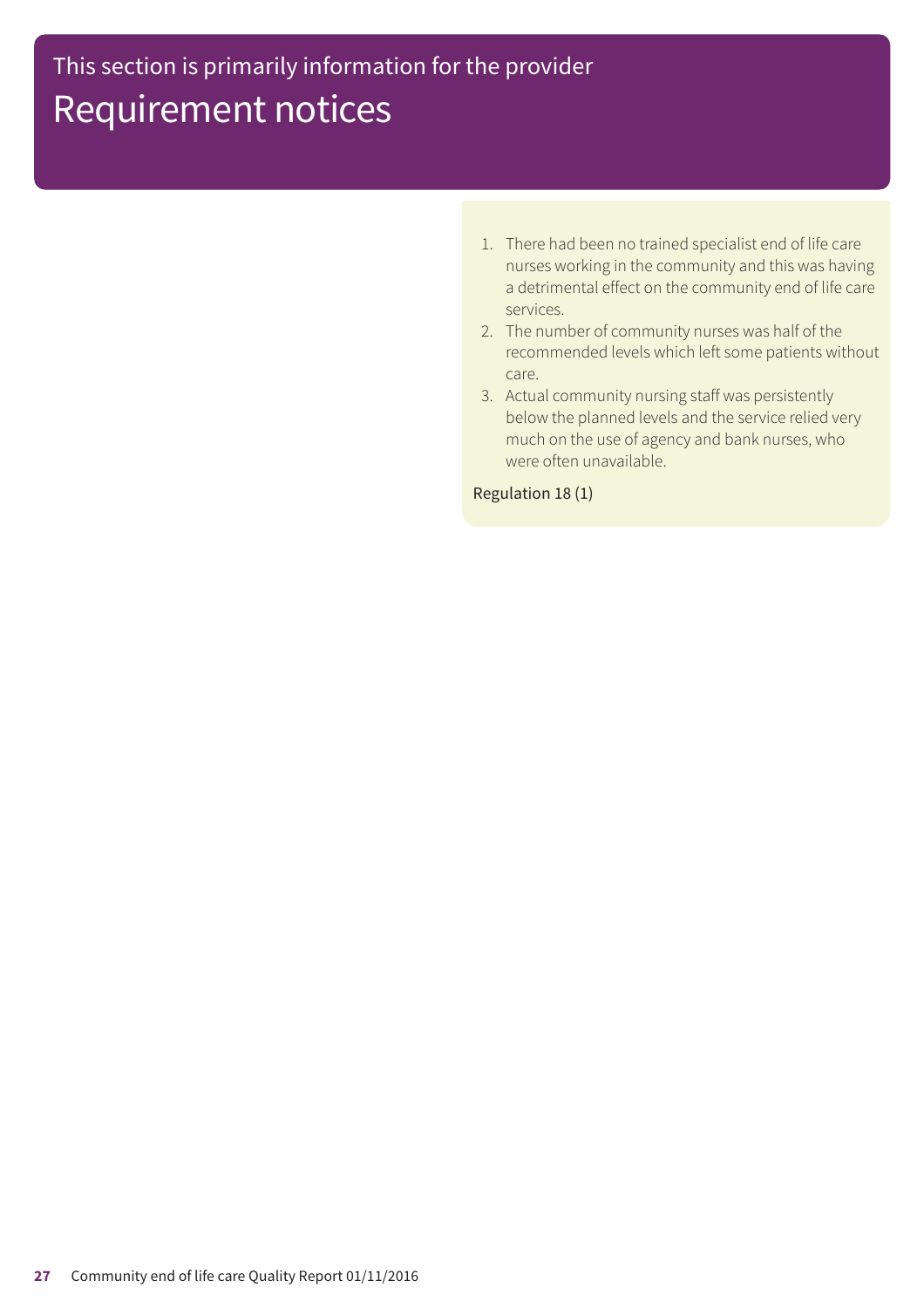This section is primarily information for the provider

# Requirement notices

1. There had been no trained specialist end of life care nurses working in the community and this was having a detrimental effect on the community end of life care services.
2. The number of community nurses was half of the recommended levels which left some patients without care.
3. Actual community nursing staff was persistently below the planned levels and the service relied very much on the use of agency and bank nurses, who were often unavailable.

Regulation 18 (1)